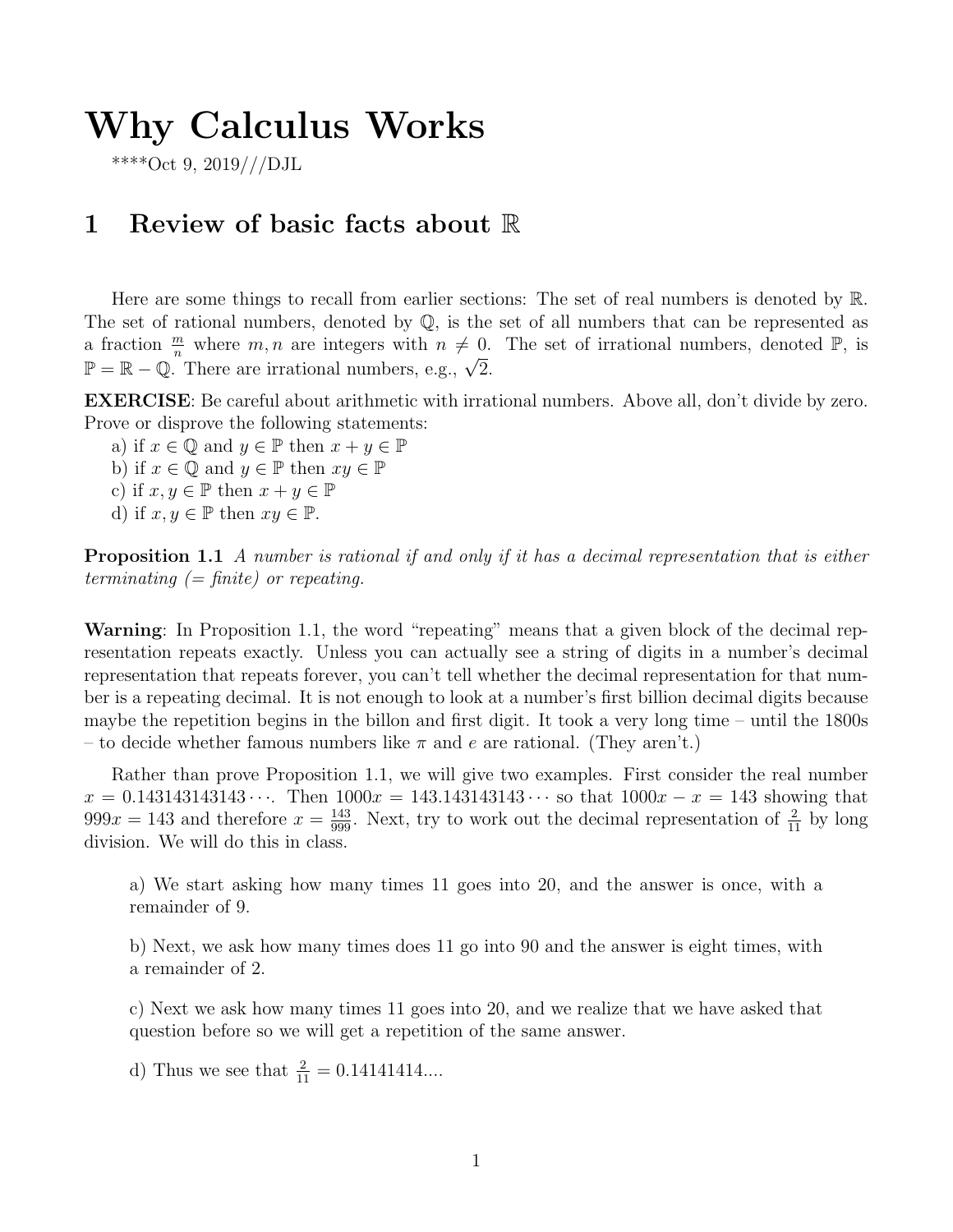# Why Calculus Works

****Oct 9, 2019///DJL

## 1 Review of basic facts about $\mathbb{R}$

Here are some things to recall from earlier sections: The set of real numbers is denoted by $\mathbb{R}$. The set of rational numbers, denoted by $\mathbb{Q}$, is the set of all numbers that can be represented as a fraction $\frac{m}{n}$ where $m, n$ are integers with $n \neq 0$. The set of irrational numbers, denoted $\mathbb{P}$, is $\mathbb{P} = \mathbb{R} - \mathbb{Q}$. There are irrational numbers, e.g., $\sqrt{2}$.

**EXERCISE**: Be careful about arithmetic with irrational numbers. Above all, don't divide by zero. Prove or disprove the following statements:

a) if $x \in \mathbb{Q}$ and $y \in \mathbb{P}$ then $x + y \in \mathbb{P}$
b) if $x \in \mathbb{Q}$ and $y \in \mathbb{P}$ then $xy \in \mathbb{P}$
c) if $x, y \in \mathbb{P}$ then $x + y \in \mathbb{P}$
d) if $x, y \in \mathbb{P}$ then $xy \in \mathbb{P}$.

**Proposition 1.1** *A number is rational if and only if it has a decimal representation that is either terminating (= finite) or repeating.*

**Warning**: In Proposition 1.1, the word "repeating" means that a given block of the decimal representation repeats exactly. Unless you can actually see a string of digits in a number's decimal representation that repeats forever, you can't tell whether the decimal representation for that number is a repeating decimal. It is not enough to look at a number's first billion decimal digits because maybe the repetition begins in the billon and first digit. It took a very long time – until the 1800s – to decide whether famous numbers like $\pi$ and $e$ are rational. (They aren't.)

Rather than prove Proposition 1.1, we will give two examples. First consider the real number $x = 0.143143143143\cdots$. Then $1000x = 143.143143143\cdots$ so that $1000x - x = 143$ showing that $999x = 143$ and therefore $x = \frac{143}{999}$. Next, try to work out the decimal representation of $\frac{2}{11}$ by long division. We will do this in class.

> a) We start asking how many times 11 goes into 20, and the answer is once, with a remainder of 9.
>
> b) Next, we ask how many times does 11 go into 90 and the answer is eight times, with a remainder of 2.
>
> c) Next we ask how many times 11 goes into 20, and we realize that we have asked that question before so we will get a repetition of the same answer.
>
> d) Thus we see that $\frac{2}{11} = 0.14141414....$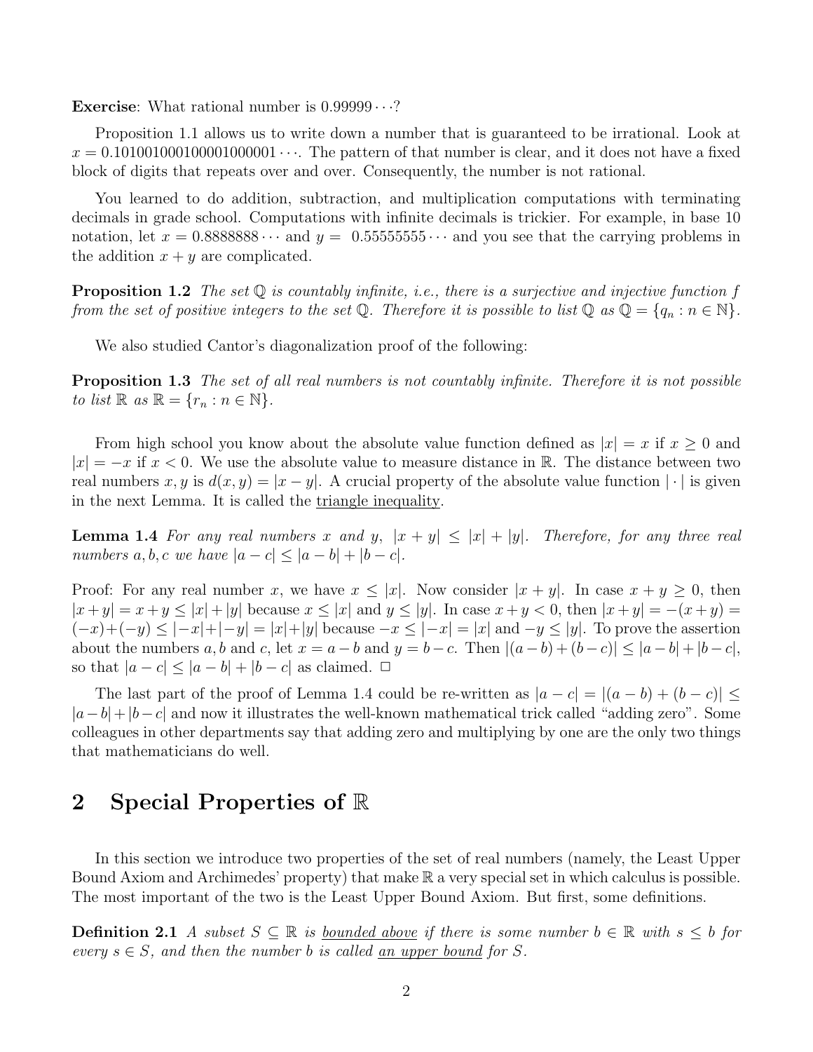**Exercise**: What rational number is $0.99999\cdots$?

Proposition 1.1 allows us to write down a number that is guaranteed to be irrational. Look at $x = 0.101001000100001000001\cdots$. The pattern of that number is clear, and it does not have a fixed block of digits that repeats over and over. Consequently, the number is not rational.

You learned to do addition, subtraction, and multiplication computations with terminating decimals in grade school. Computations with infinite decimals is trickier. For example, in base 10 notation, let $x = 0.8888888\cdots$ and $y = 0.55555555\cdots$ and you see that the carrying problems in the addition $x + y$ are complicated.

**Proposition 1.2** *The set $\mathbb{Q}$ is countably infinite, i.e., there is a surjective and injective function $f$ from the set of positive integers to the set $\mathbb{Q}$. Therefore it is possible to list $\mathbb{Q}$ as $\mathbb{Q} = \{q_n : n \in \mathbb{N}\}$.*

We also studied Cantor's diagonalization proof of the following:

**Proposition 1.3** *The set of all real numbers is not countably infinite. Therefore it is not possible to list $\mathbb{R}$ as $\mathbb{R} = \{r_n : n \in \mathbb{N}\}$.*

From high school you know about the absolute value function defined as $|x| = x$ if $x \geq 0$ and $|x| = -x$ if $x < 0$. We use the absolute value to measure distance in $\mathbb{R}$. The distance between two real numbers $x, y$ is $d(x, y) = |x - y|$. A crucial property of the absolute value function $|\cdot|$ is given in the next Lemma. It is called the <u>triangle inequality</u>.

**Lemma 1.4** *For any real numbers $x$ and $y$, $|x + y| \leq |x| + |y|$. Therefore, for any three real numbers $a, b, c$ we have $|a - c| \leq |a - b| + |b - c|$.*

Proof: For any real number $x$, we have $x \leq |x|$. Now consider $|x + y|$. In case $x + y \geq 0$, then $|x+y| = x+y \leq |x|+|y|$ because $x \leq |x|$ and $y \leq |y|$. In case $x+y < 0$, then $|x+y| = -(x+y) = (-x)+(-y) \leq |-x|+|-y| = |x|+|y|$ because $-x \leq |-x| = |x|$ and $-y \leq |y|$. To prove the assertion about the numbers $a, b$ and $c$, let $x = a - b$ and $y = b - c$. Then $|(a-b)+(b-c)| \leq |a-b|+|b-c|$, so that $|a - c| \leq |a - b| + |b - c|$ as claimed. □

The last part of the proof of Lemma 1.4 could be re-written as $|a - c| = |(a - b) + (b - c)| \leq |a - b| + |b - c|$ and now it illustrates the well-known mathematical trick called "adding zero". Some colleagues in other departments say that adding zero and multiplying by one are the only two things that mathematicians do well.

# 2 Special Properties of $\mathbb{R}$

In this section we introduce two properties of the set of real numbers (namely, the Least Upper Bound Axiom and Archimedes' property) that make $\mathbb{R}$ a very special set in which calculus is possible. The most important of the two is the Least Upper Bound Axiom. But first, some definitions.

**Definition 2.1** *A subset $S \subseteq \mathbb{R}$ is <u>bounded above</u> if there is some number $b \in \mathbb{R}$ with $s \leq b$ for every $s \in S$, and then the number $b$ is called <u>an upper bound</u> for $S$.*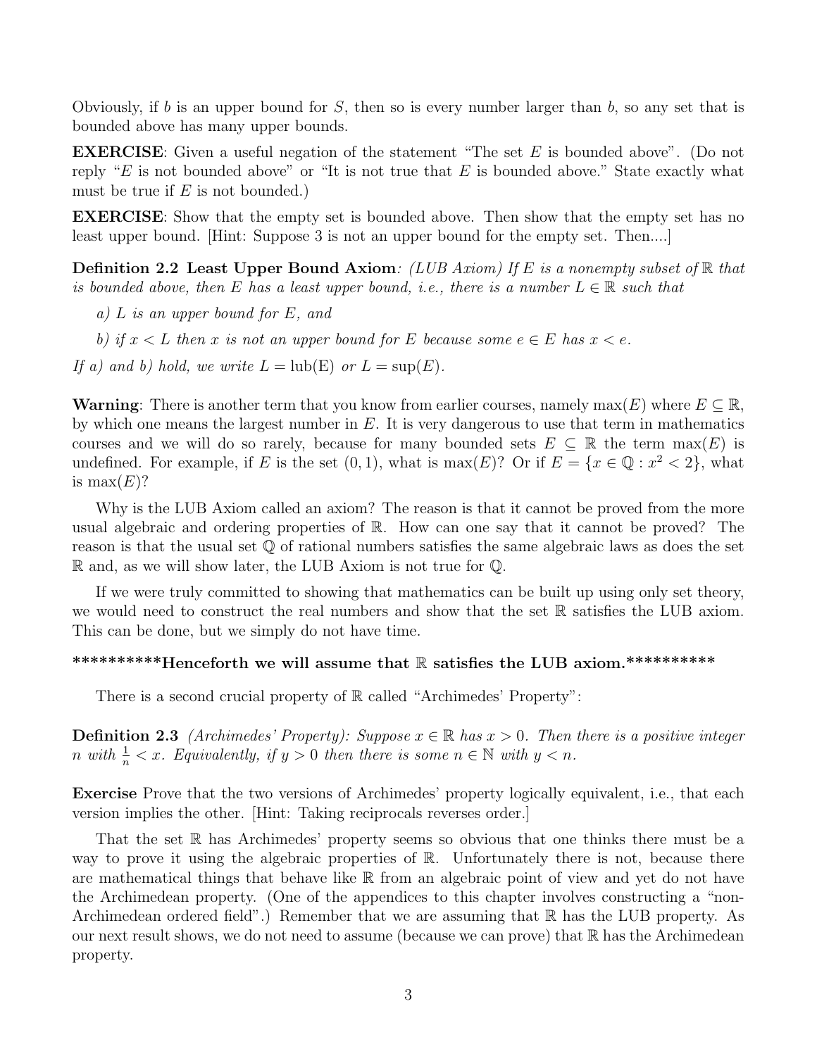Obviously, if $b$ is an upper bound for $S$, then so is every number larger than $b$, so any set that is bounded above has many upper bounds.

**EXERCISE**: Given a useful negation of the statement "The set $E$ is bounded above". (Do not reply "$E$ is not bounded above" or "It is not true that $E$ is bounded above." State exactly what must be true if $E$ is not bounded.)

**EXERCISE**: Show that the empty set is bounded above. Then show that the empty set has no least upper bound. [Hint: Suppose 3 is not an upper bound for the empty set. Then....]

**Definition 2.2 Least Upper Bound Axiom**: *(LUB Axiom) If $E$ is a nonempty subset of $\mathbb{R}$ that is bounded above, then $E$ has a least upper bound, i.e., there is a number $L \in \mathbb{R}$ such that*

*a) $L$ is an upper bound for $E$, and*

*b) if $x < L$ then $x$ is not an upper bound for $E$ because some $e \in E$ has $x < e$.*

*If a) and b) hold, we write $L = \text{lub(E)}$ or $L = \sup(E)$.*

**Warning**: There is another term that you know from earlier courses, namely $\max(E)$ where $E \subseteq \mathbb{R}$, by which one means the largest number in $E$. It is very dangerous to use that term in mathematics courses and we will do so rarely, because for many bounded sets $E \subseteq \mathbb{R}$ the term $\max(E)$ is undefined. For example, if $E$ is the set $(0, 1)$, what is $\max(E)$? Or if $E = \{x \in \mathbb{Q} : x^2 < 2\}$, what is $\max(E)$?

Why is the LUB Axiom called an axiom? The reason is that it cannot be proved from the more usual algebraic and ordering properties of $\mathbb{R}$. How can one say that it cannot be proved? The reason is that the usual set $\mathbb{Q}$ of rational numbers satisfies the same algebraic laws as does the set $\mathbb{R}$ and, as we will show later, the LUB Axiom is not true for $\mathbb{Q}$.

If we were truly committed to showing that mathematics can be built up using only set theory, we would need to construct the real numbers and show that the set $\mathbb{R}$ satisfies the LUB axiom. This can be done, but we simply do not have time.

**\*\*\*\*\*\*\*\*\*\*Henceforth we will assume that $\mathbb{R}$ satisfies the LUB axiom.\*\*\*\*\*\*\*\*\*\***

There is a second crucial property of $\mathbb{R}$ called "Archimedes' Property":

**Definition 2.3** *(Archimedes' Property): Suppose $x \in \mathbb{R}$ has $x > 0$. Then there is a positive integer $n$ with $\frac{1}{n} < x$. Equivalently, if $y > 0$ then there is some $n \in \mathbb{N}$ with $y < n$.*

**Exercise** Prove that the two versions of Archimedes' property logically equivalent, i.e., that each version implies the other. [Hint: Taking reciprocals reverses order.]

That the set $\mathbb{R}$ has Archimedes' property seems so obvious that one thinks there must be a way to prove it using the algebraic properties of $\mathbb{R}$. Unfortunately there is not, because there are mathematical things that behave like $\mathbb{R}$ from an algebraic point of view and yet do not have the Archimedean property. (One of the appendices to this chapter involves constructing a "non-Archimedean ordered field".) Remember that we are assuming that $\mathbb{R}$ has the LUB property. As our next result shows, we do not need to assume (because we can prove) that $\mathbb{R}$ has the Archimedean property.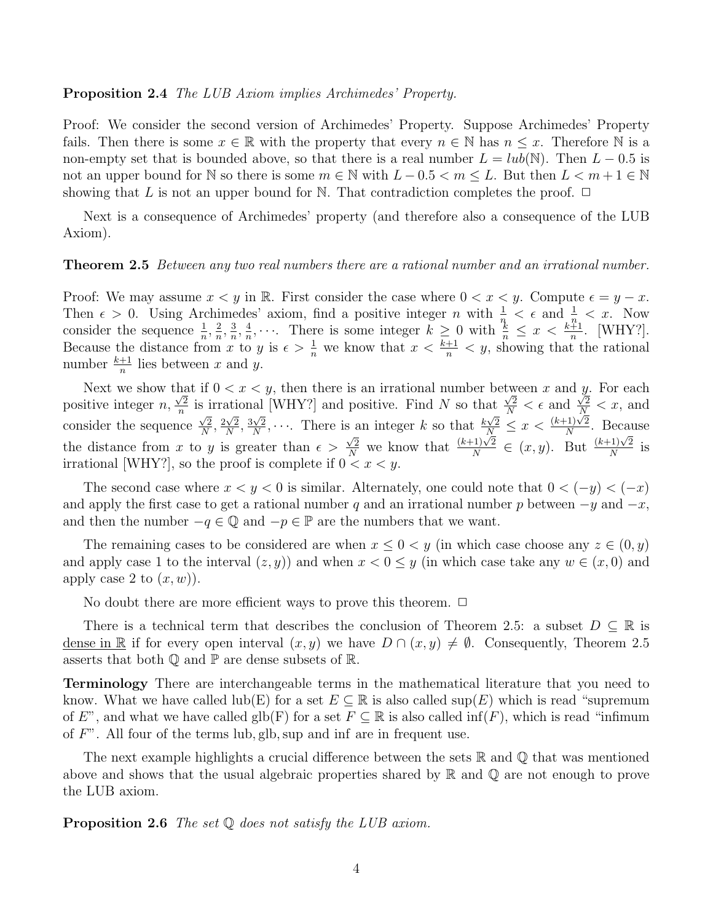**Proposition 2.4** *The LUB Axiom implies Archimedes' Property.*

Proof: We consider the second version of Archimedes' Property. Suppose Archimedes' Property fails. Then there is some $x \in \mathbb{R}$ with the property that every $n \in \mathbb{N}$ has $n \leq x$. Therefore $\mathbb{N}$ is a non-empty set that is bounded above, so that there is a real number $L = lub(\mathbb{N})$. Then $L - 0.5$ is not an upper bound for $\mathbb{N}$ so there is some $m \in \mathbb{N}$ with $L - 0.5 < m \leq L$. But then $L < m + 1 \in \mathbb{N}$ showing that $L$ is not an upper bound for $\mathbb{N}$. That contradiction completes the proof. □

Next is a consequence of Archimedes' property (and therefore also a consequence of the LUB Axiom).

**Theorem 2.5** *Between any two real numbers there are a rational number and an irrational number.*

Proof: We may assume $x < y$ in $\mathbb{R}$. First consider the case where $0 < x < y$. Compute $\epsilon = y - x$. Then $\epsilon > 0$. Using Archimedes' axiom, find a positive integer $n$ with $\frac{1}{n} < \epsilon$ and $\frac{1}{n} < x$. Now consider the sequence $\frac{1}{n}, \frac{2}{n}, \frac{3}{n}, \frac{4}{n}, \cdots$. There is some integer $k \geq 0$ with $\frac{k}{n} \leq x < \frac{k+1}{n}$. [WHY?]. Because the distance from $x$ to $y$ is $\epsilon > \frac{1}{n}$ we know that $x < \frac{k+1}{n} < y$, showing that the rational number $\frac{k+1}{n}$ lies between $x$ and $y$.

Next we show that if $0 < x < y$, then there is an irrational number between $x$ and $y$. For each positive integer $n$, $\frac{\sqrt{2}}{n}$ is irrational [WHY?] and positive. Find $N$ so that $\frac{\sqrt{2}}{N} < \epsilon$ and $\frac{\sqrt{2}}{N} < x$, and consider the sequence $\frac{\sqrt{2}}{N}, \frac{2\sqrt{2}}{N}, \frac{3\sqrt{2}}{N}, \cdots$. There is an integer $k$ so that $\frac{k\sqrt{2}}{N} \leq x < \frac{(k+1)\sqrt{2}}{N}$. Because the distance from $x$ to $y$ is greater than $\epsilon > \frac{\sqrt{2}}{N}$ we know that $\frac{(k+1)\sqrt{2}}{N} \in (x, y)$. But $\frac{(k+1)\sqrt{2}}{N}$ is irrational [WHY?], so the proof is complete if $0 < x < y$.

The second case where $x < y < 0$ is similar. Alternately, one could note that $0 < (-y) < (-x)$ and apply the first case to get a rational number $q$ and an irrational number $p$ between $-y$ and $-x$, and then the number $-q \in \mathbb{Q}$ and $-p \in \mathbb{P}$ are the numbers that we want.

The remaining cases to be considered are when $x \leq 0 < y$ (in which case choose any $z \in (0, y)$ and apply case 1 to the interval $(z, y)$) and when $x < 0 \leq y$ (in which case take any $w \in (x, 0)$ and apply case 2 to $(x, w)$).

No doubt there are more efficient ways to prove this theorem. □

There is a technical term that describes the conclusion of Theorem 2.5: a subset $D \subseteq \mathbb{R}$ is dense in $\mathbb{R}$ if for every open interval $(x, y)$ we have $D \cap (x, y) \neq \emptyset$. Consequently, Theorem 2.5 asserts that both $\mathbb{Q}$ and $\mathbb{P}$ are dense subsets of $\mathbb{R}$.

**Terminology** There are interchangeable terms in the mathematical literature that you need to know. What we have called lub(E) for a set $E \subseteq \mathbb{R}$ is also called $\sup(E)$ which is read "supremum of $E$", and what we have called glb(F) for a set $F \subseteq \mathbb{R}$ is also called $\inf(F)$, which is read "infimum of $F$". All four of the terms lub, glb, sup and inf are in frequent use.

The next example highlights a crucial difference between the sets $\mathbb{R}$ and $\mathbb{Q}$ that was mentioned above and shows that the usual algebraic properties shared by $\mathbb{R}$ and $\mathbb{Q}$ are not enough to prove the LUB axiom.

**Proposition 2.6** *The set $\mathbb{Q}$ does not satisfy the LUB axiom.*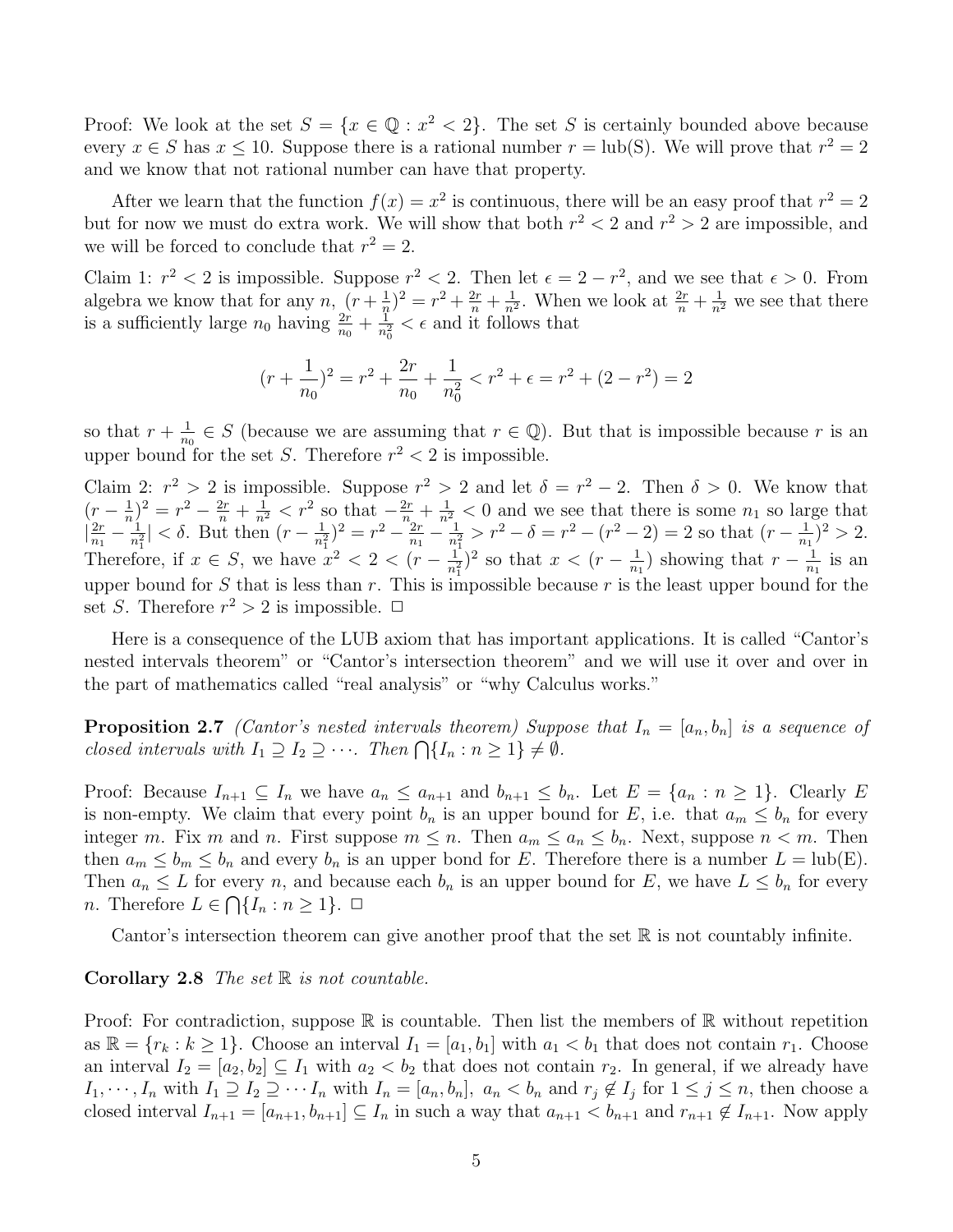Proof: We look at the set $S = \{x \in \mathbb{Q} : x^2 < 2\}$. The set $S$ is certainly bounded above because every $x \in S$ has $x \leq 10$. Suppose there is a rational number $r = \text{lub(S)}$. We will prove that $r^2 = 2$ and we know that not rational number can have that property.

After we learn that the function $f(x) = x^2$ is continuous, there will be an easy proof that $r^2 = 2$ but for now we must do extra work. We will show that both $r^2 < 2$ and $r^2 > 2$ are impossible, and we will be forced to conclude that $r^2 = 2$.

Claim 1: $r^2 < 2$ is impossible. Suppose $r^2 < 2$. Then let $\epsilon = 2 - r^2$, and we see that $\epsilon > 0$. From algebra we know that for any $n$, $(r + \frac{1}{n})^2 = r^2 + \frac{2r}{n} + \frac{1}{n^2}$. When we look at $\frac{2r}{n} + \frac{1}{n^2}$ we see that there is a sufficiently large $n_0$ having $\frac{2r}{n_0} + \frac{1}{n_0^2} < \epsilon$ and it follows that

$$(r + \frac{1}{n_0})^2 = r^2 + \frac{2r}{n_0} + \frac{1}{n_0^2} < r^2 + \epsilon = r^2 + (2 - r^2) = 2$$

so that $r + \frac{1}{n_0} \in S$ (because we are assuming that $r \in \mathbb{Q}$). But that is impossible because $r$ is an upper bound for the set $S$. Therefore $r^2 < 2$ is impossible.

Claim 2: $r^2 > 2$ is impossible. Suppose $r^2 > 2$ and let $\delta = r^2 - 2$. Then $\delta > 0$. We know that $(r - \frac{1}{n})^2 = r^2 - \frac{2r}{n} + \frac{1}{n^2} < r^2$ so that $-\frac{2r}{n} + \frac{1}{n^2} < 0$ and we see that there is some $n_1$ so large that $|\frac{2r}{n_1} - \frac{1}{n_1^2}| < \delta$. But then $(r - \frac{1}{n_1^2})^2 = r^2 - \frac{2r}{n_1} - \frac{1}{n_1^2} > r^2 - \delta = r^2 - (r^2 - 2) = 2$ so that $(r - \frac{1}{n_1})^2 > 2$. Therefore, if $x \in S$, we have $x^2 < 2 < (r - \frac{1}{n_1^2})^2$ so that $x < (r - \frac{1}{n_1})$ showing that $r - \frac{1}{n_1}$ is an upper bound for $S$ that is less than $r$. This is impossible because $r$ is the least upper bound for the set $S$. Therefore $r^2 > 2$ is impossible. □

Here is a consequence of the LUB axiom that has important applications. It is called "Cantor's nested intervals theorem" or "Cantor's intersection theorem" and we will use it over and over in the part of mathematics called "real analysis" or "why Calculus works."

**Proposition 2.7** *(Cantor's nested intervals theorem) Suppose that $I_n = [a_n, b_n]$ is a sequence of closed intervals with $I_1 \supseteq I_2 \supseteq \cdots$. Then $\bigcap\{I_n : n \geq 1\} \neq \emptyset$.*

Proof: Because $I_{n+1} \subseteq I_n$ we have $a_n \leq a_{n+1}$ and $b_{n+1} \leq b_n$. Let $E = \{a_n : n \geq 1\}$. Clearly $E$ is non-empty. We claim that every point $b_n$ is an upper bound for $E$, i.e. that $a_m \leq b_n$ for every integer $m$. Fix $m$ and $n$. First suppose $m \leq n$. Then $a_m \leq a_n \leq b_n$. Next, suppose $n < m$. Then then $a_m \leq b_m \leq b_n$ and every $b_n$ is an upper bond for $E$. Therefore there is a number $L = \text{lub(E)}$. Then $a_n \leq L$ for every $n$, and because each $b_n$ is an upper bound for $E$, we have $L \leq b_n$ for every $n$. Therefore $L \in \bigcap\{I_n : n \geq 1\}$. □

Cantor's intersection theorem can give another proof that the set $\mathbb{R}$ is not countably infinite.

**Corollary 2.8** *The set $\mathbb{R}$ is not countable.*

Proof: For contradiction, suppose $\mathbb{R}$ is countable. Then list the members of $\mathbb{R}$ without repetition as $\mathbb{R} = \{r_k : k \geq 1\}$. Choose an interval $I_1 = [a_1, b_1]$ with $a_1 < b_1$ that does not contain $r_1$. Choose an interval $I_2 = [a_2, b_2] \subseteq I_1$ with $a_2 < b_2$ that does not contain $r_2$. In general, if we already have $I_1, \cdots, I_n$ with $I_1 \supseteq I_2 \supseteq \cdots I_n$ with $I_n = [a_n, b_n]$, $a_n < b_n$ and $r_j \notin I_j$ for $1 \leq j \leq n$, then choose a closed interval $I_{n+1} = [a_{n+1}, b_{n+1}] \subseteq I_n$ in such a way that $a_{n+1} < b_{n+1}$ and $r_{n+1} \notin I_{n+1}$. Now apply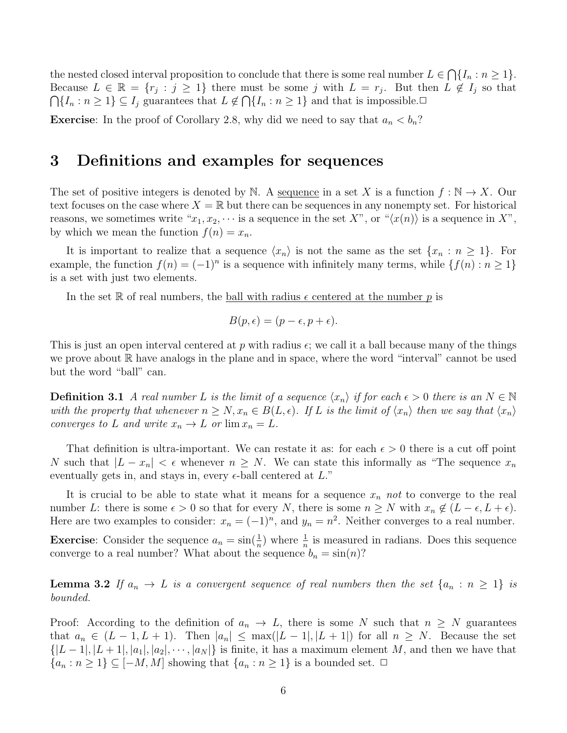the nested closed interval proposition to conclude that there is some real number $L \in \bigcap\{I_n : n \geq 1\}$. Because $L \in \mathbb{R} = \{r_j : j \geq 1\}$ there must be some $j$ with $L = r_j$. But then $L \notin I_j$ so that $\bigcap\{I_n : n \geq 1\} \subseteq I_j$ guarantees that $L \notin \bigcap\{I_n : n \geq 1\}$ and that is impossible.□

**Exercise**: In the proof of Corollary 2.8, why did we need to say that $a_n < b_n$?

# 3 Definitions and examples for sequences

The set of positive integers is denoted by $\mathbb{N}$. A sequence in a set $X$ is a function $f : \mathbb{N} \to X$. Our text focuses on the case where $X = \mathbb{R}$ but there can be sequences in any nonempty set. For historical reasons, we sometimes write "$x_1, x_2, \cdots$ is a sequence in the set $X$", or "$\langle x(n) \rangle$ is a sequence in $X$", by which we mean the function $f(n) = x_n$.

It is important to realize that a sequence $\langle x_n \rangle$ is not the same as the set $\{x_n : n \geq 1\}$. For example, the function $f(n) = (-1)^n$ is a sequence with infinitely many terms, while $\{f(n) : n \geq 1\}$ is a set with just two elements.

In the set $\mathbb{R}$ of real numbers, the ball with radius $\epsilon$ centered at the number $p$ is

$$B(p, \epsilon) = (p - \epsilon, p + \epsilon).$$

This is just an open interval centered at $p$ with radius $\epsilon$; we call it a ball because many of the things we prove about $\mathbb{R}$ have analogs in the plane and in space, where the word "interval" cannot be used but the word "ball" can.

**Definition 3.1** *A real number $L$ is the limit of a sequence $\langle x_n \rangle$ if for each $\epsilon > 0$ there is an $N \in \mathbb{N}$ with the property that whenever $n \geq N, x_n \in B(L, \epsilon)$. If $L$ is the limit of $\langle x_n \rangle$ then we say that $\langle x_n \rangle$ converges to $L$ and write $x_n \to L$ or $\lim x_n = L$.*

That definition is ultra-important. We can restate it as: for each $\epsilon > 0$ there is a cut off point $N$ such that $|L - x_n| < \epsilon$ whenever $n \geq N$. We can state this informally as "The sequence $x_n$ eventually gets in, and stays in, every $\epsilon$-ball centered at $L$."

It is crucial to be able to state what it means for a sequence $x_n$ *not* to converge to the real number $L$: there is some $\epsilon > 0$ so that for every $N$, there is some $n \geq N$ with $x_n \notin (L - \epsilon, L + \epsilon)$. Here are two examples to consider: $x_n = (-1)^n$, and $y_n = n^2$. Neither converges to a real number.

**Exercise**: Consider the sequence $a_n = \sin(\frac{1}{n})$ where $\frac{1}{n}$ is measured in radians. Does this sequence converge to a real number? What about the sequence $b_n = \sin(n)$?

**Lemma 3.2** *If $a_n \to L$ is a convergent sequence of real numbers then the set $\{a_n : n \geq 1\}$ is bounded.*

Proof: According to the definition of $a_n \to L$, there is some $N$ such that $n \geq N$ guarantees that $a_n \in (L - 1, L + 1)$. Then $|a_n| \leq \max(|L - 1|, |L + 1|)$ for all $n \geq N$. Because the set $\{|L - 1|, |L + 1|, |a_1|, |a_2|, \cdots, |a_N|\}$ is finite, it has a maximum element $M$, and then we have that $\{a_n : n \geq 1\} \subseteq [-M, M]$ showing that $\{a_n : n \geq 1\}$ is a bounded set. □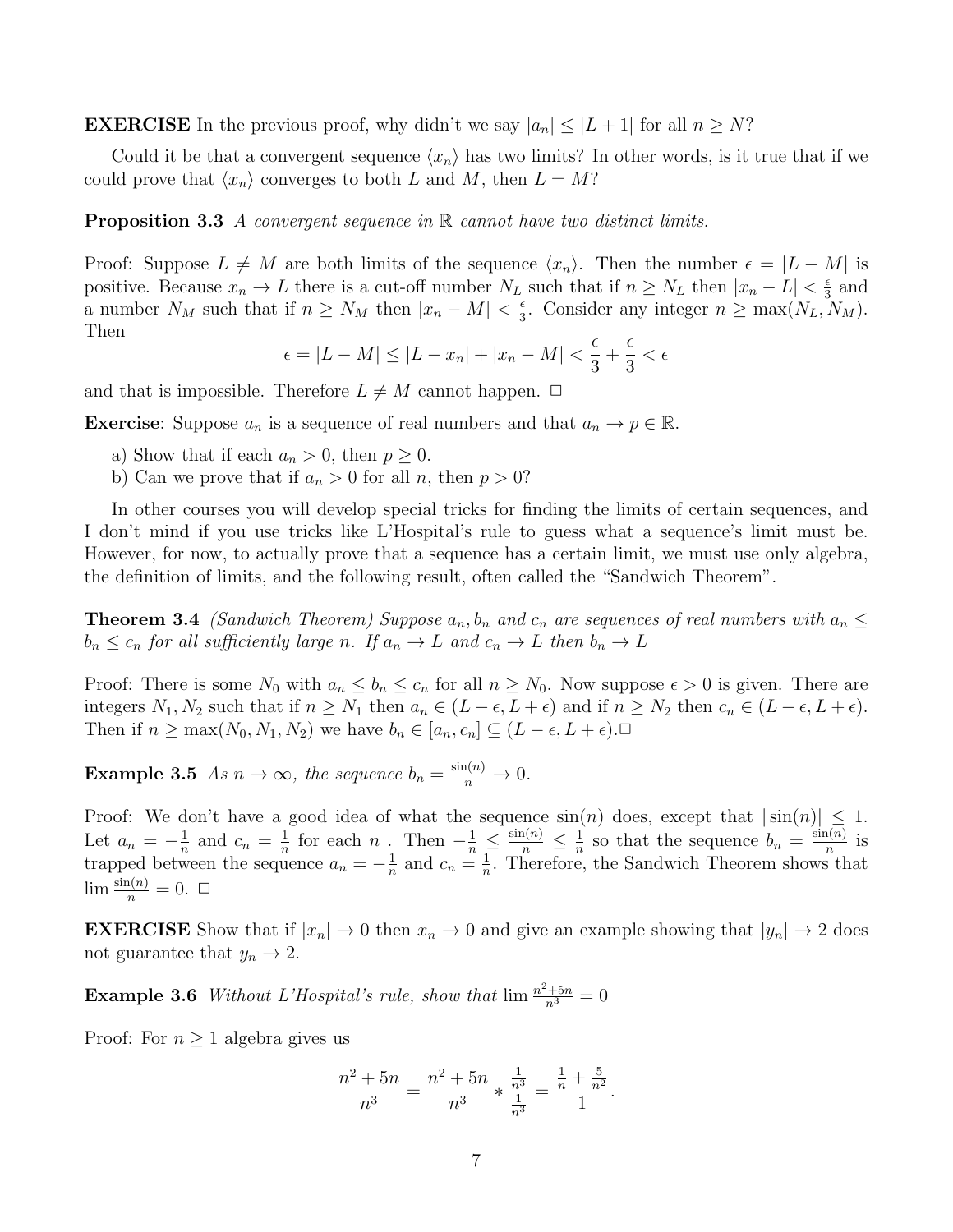**EXERCISE** In the previous proof, why didn't we say $|a_n| \leq |L+1|$ for all $n \geq N$?

Could it be that a convergent sequence $\langle x_n \rangle$ has two limits? In other words, is it true that if we could prove that $\langle x_n \rangle$ converges to both $L$ and $M$, then $L = M$?

**Proposition 3.3** *A convergent sequence in $\mathbb{R}$ cannot have two distinct limits.*

Proof: Suppose $L \neq M$ are both limits of the sequence $\langle x_n \rangle$. Then the number $\epsilon = |L - M|$ is positive. Because $x_n \to L$ there is a cut-off number $N_L$ such that if $n \geq N_L$ then $|x_n - L| < \frac{\epsilon}{3}$ and a number $N_M$ such that if $n \geq N_M$ then $|x_n - M| < \frac{\epsilon}{3}$. Consider any integer $n \geq \max(N_L, N_M)$. Then

$$\epsilon = |L - M| \leq |L - x_n| + |x_n - M| < \frac{\epsilon}{3} + \frac{\epsilon}{3} < \epsilon$$

and that is impossible. Therefore $L \neq M$ cannot happen. □

**Exercise**: Suppose $a_n$ is a sequence of real numbers and that $a_n \to p \in \mathbb{R}$.

a) Show that if each $a_n > 0$, then $p \geq 0$.
b) Can we prove that if $a_n > 0$ for all $n$, then $p > 0$?

In other courses you will develop special tricks for finding the limits of certain sequences, and I don't mind if you use tricks like L'Hospital's rule to guess what a sequence's limit must be. However, for now, to actually prove that a sequence has a certain limit, we must use only algebra, the definition of limits, and the following result, often called the "Sandwich Theorem".

**Theorem 3.4** *(Sandwich Theorem) Suppose $a_n, b_n$ and $c_n$ are sequences of real numbers with $a_n \leq b_n \leq c_n$ for all sufficiently large $n$. If $a_n \to L$ and $c_n \to L$ then $b_n \to L$*

Proof: There is some $N_0$ with $a_n \leq b_n \leq c_n$ for all $n \geq N_0$. Now suppose $\epsilon > 0$ is given. There are integers $N_1, N_2$ such that if $n \geq N_1$ then $a_n \in (L - \epsilon, L + \epsilon)$ and if $n \geq N_2$ then $c_n \in (L - \epsilon, L + \epsilon)$. Then if $n \geq \max(N_0, N_1, N_2)$ we have $b_n \in [a_n, c_n] \subseteq (L - \epsilon, L + \epsilon)$.□

**Example 3.5** *As $n \to \infty$, the sequence $b_n = \frac{\sin(n)}{n} \to 0$.*

Proof: We don't have a good idea of what the sequence $\sin(n)$ does, except that $|\sin(n)| \leq 1$. Let $a_n = -\frac{1}{n}$ and $c_n = \frac{1}{n}$ for each $n$ . Then $-\frac{1}{n} \leq \frac{\sin(n)}{n} \leq \frac{1}{n}$ so that the sequence $b_n = \frac{\sin(n)}{n}$ is trapped between the sequence $a_n = -\frac{1}{n}$ and $c_n = \frac{1}{n}$. Therefore, the Sandwich Theorem shows that $\lim \frac{\sin(n)}{n} = 0$. □

**EXERCISE** Show that if $|x_n| \to 0$ then $x_n \to 0$ and give an example showing that $|y_n| \to 2$ does not guarantee that $y_n \to 2$.

**Example 3.6** *Without L'Hospital's rule, show that $\lim \frac{n^2+5n}{n^3} = 0$*

Proof: For $n \geq 1$ algebra gives us

$$\frac{n^2 + 5n}{n^3} = \frac{n^2 + 5n}{n^3} * \frac{\frac{1}{n^3}}{\frac{1}{n^3}} = \frac{\frac{1}{n} + \frac{5}{n^2}}{1}.$$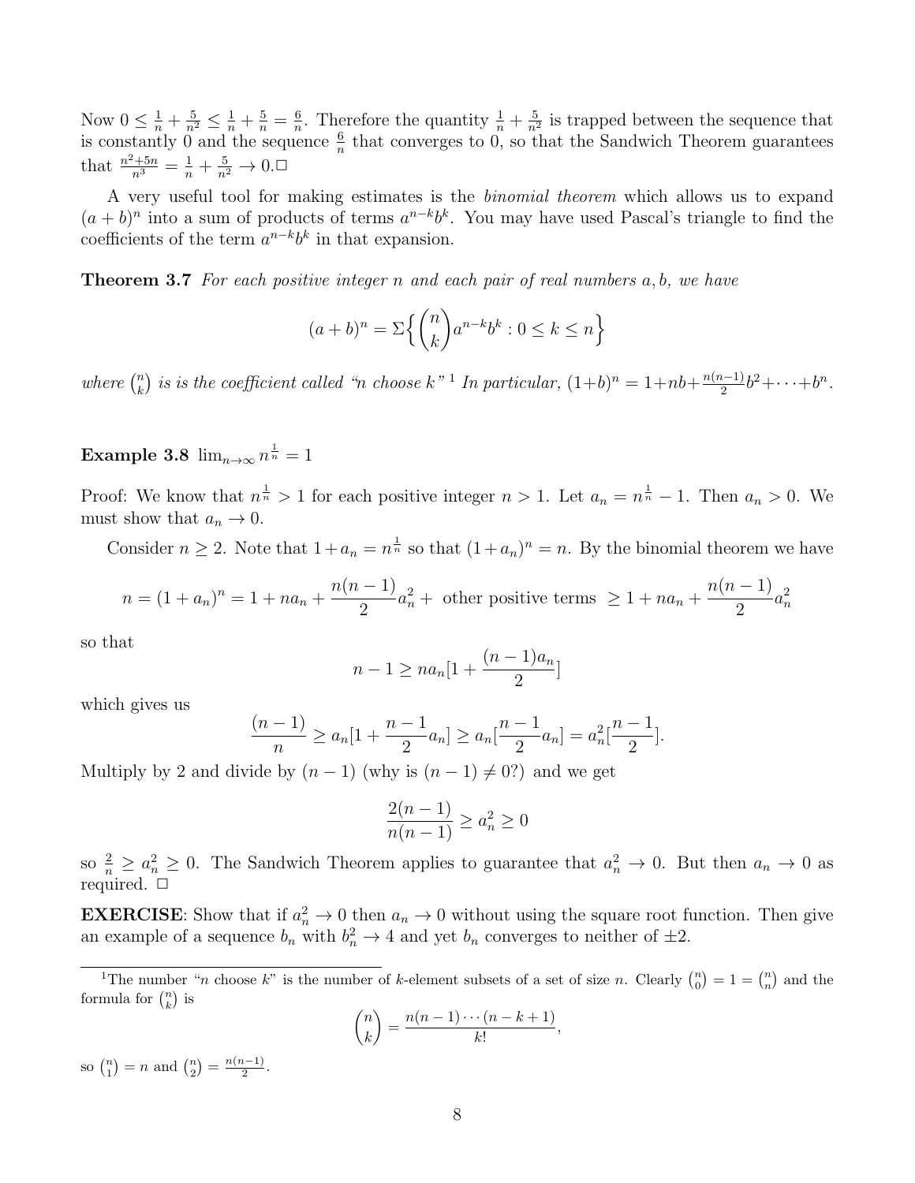Now $0 \leq \frac{1}{n} + \frac{5}{n^2} \leq \frac{1}{n} + \frac{5}{n} = \frac{6}{n}$. Therefore the quantity $\frac{1}{n} + \frac{5}{n^2}$ is trapped between the sequence that is constantly 0 and the sequence $\frac{6}{n}$ that converges to 0, so that the Sandwich Theorem guarantees that $\frac{n^2+5n}{n^3} = \frac{1}{n} + \frac{5}{n^2} \to 0$.□

A very useful tool for making estimates is the *binomial theorem* which allows us to expand $(a+b)^n$ into a sum of products of terms $a^{n-k}b^k$. You may have used Pascal's triangle to find the coefficients of the term $a^{n-k}b^k$ in that expansion.

**Theorem 3.7** *For each positive integer $n$ and each pair of real numbers $a, b$, we have*

$$(a+b)^n = \Sigma\Big\{ \binom{n}{k} a^{n-k}b^k : 0 \leq k \leq n \Big\}$$

*where $\binom{n}{k}$ is is the coefficient called "n choose k"* [1] *In particular,* $(1+b)^n = 1 + nb + \frac{n(n-1)}{2}b^2 + \cdots + b^n$.

**Example 3.8** $\lim_{n\to\infty} n^{\frac{1}{n}} = 1$

Proof: We know that $n^{\frac{1}{n}} > 1$ for each positive integer $n > 1$. Let $a_n = n^{\frac{1}{n}} - 1$. Then $a_n > 0$. We must show that $a_n \to 0$.

Consider $n \geq 2$. Note that $1 + a_n = n^{\frac{1}{n}}$ so that $(1+a_n)^n = n$. By the binomial theorem we have

$$n = (1+a_n)^n = 1 + na_n + \frac{n(n-1)}{2}a_n^2 + \text{ other positive terms } \geq 1 + na_n + \frac{n(n-1)}{2}a_n^2$$

so that

$$n - 1 \geq na_n[1 + \frac{(n-1)a_n}{2}]$$

which gives us

$$\frac{(n-1)}{n} \geq a_n[1 + \frac{n-1}{2}a_n] \geq a_n[\frac{n-1}{2}a_n] = a_n^2[\frac{n-1}{2}].$$

Multiply by 2 and divide by $(n-1)$ (why is $(n-1) \neq 0$?) and we get

$$\frac{2(n-1)}{n(n-1)} \geq a_n^2 \geq 0$$

so $\frac{2}{n} \geq a_n^2 \geq 0$. The Sandwich Theorem applies to guarantee that $a_n^2 \to 0$. But then $a_n \to 0$ as required. □

**EXERCISE**: Show that if $a_n^2 \to 0$ then $a_n \to 0$ without using the square root function. Then give an example of a sequence $b_n$ with $b_n^2 \to 4$ and yet $b_n$ converges to neither of $\pm 2$.

---

[1] The number "$n$ choose $k$" is the number of $k$-element subsets of a set of size $n$. Clearly $\binom{n}{0} = 1 = \binom{n}{n}$ and the formula for $\binom{n}{k}$ is

$$\binom{n}{k} = \frac{n(n-1)\cdots(n-k+1)}{k!},$$

so $\binom{n}{1} = n$ and $\binom{n}{2} = \frac{n(n-1)}{2}$.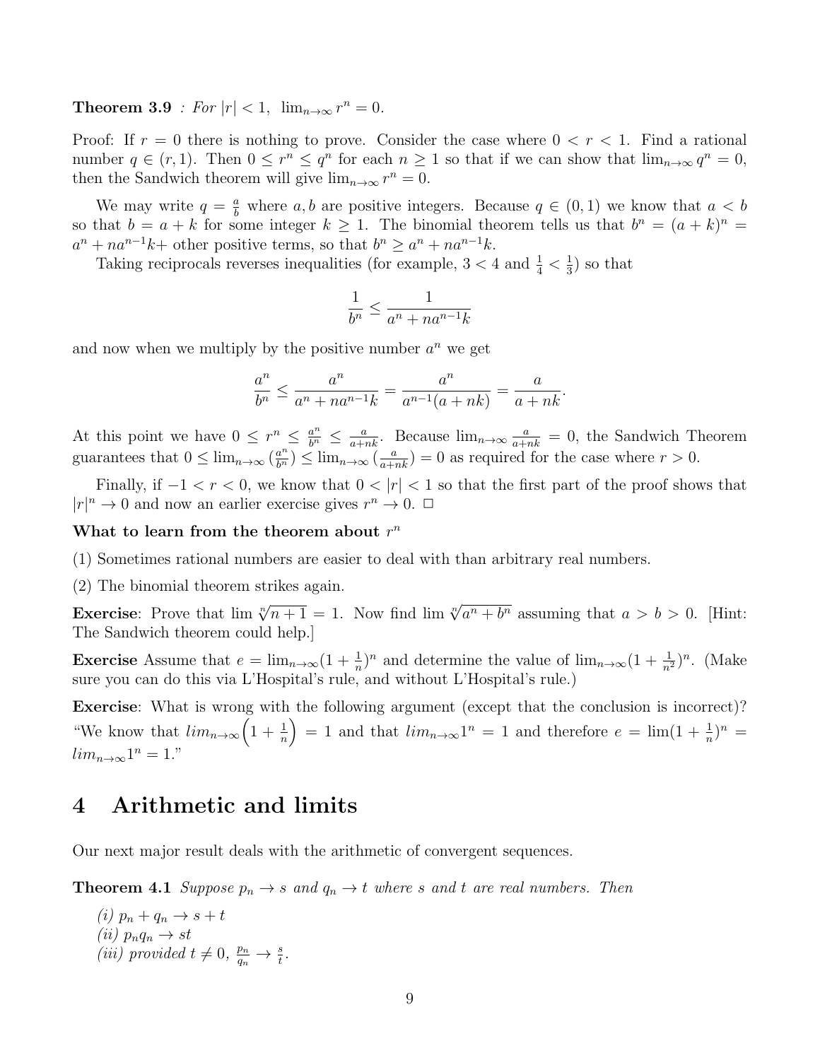**Theorem 3.9** *: For $|r| < 1$, $\lim_{n\to\infty} r^n = 0$.*

Proof: If $r = 0$ there is nothing to prove. Consider the case where $0 < r < 1$. Find a rational number $q \in (r, 1)$. Then $0 \le r^n \le q^n$ for each $n \ge 1$ so that if we can show that $\lim_{n\to\infty} q^n = 0$, then the Sandwich theorem will give $\lim_{n\to\infty} r^n = 0$.

We may write $q = \frac{a}{b}$ where $a, b$ are positive integers. Because $q \in (0, 1)$ we know that $a < b$ so that $b = a + k$ for some integer $k \ge 1$. The binomial theorem tells us that $b^n = (a + k)^n = a^n + na^{n-1}k+$ other positive terms, so that $b^n \ge a^n + na^{n-1}k$.

Taking reciprocals reverses inequalities (for example, $3 < 4$ and $\frac{1}{4} < \frac{1}{3}$) so that

$$\frac{1}{b^n} \le \frac{1}{a^n + na^{n-1}k}$$

and now when we multiply by the positive number $a^n$ we get

$$\frac{a^n}{b^n} \le \frac{a^n}{a^n + na^{n-1}k} = \frac{a^n}{a^{n-1}(a + nk)} = \frac{a}{a + nk}.$$

At this point we have $0 \le r^n \le \frac{a^n}{b^n} \le \frac{a}{a+nk}$. Because $\lim_{n\to\infty} \frac{a}{a+nk} = 0$, the Sandwich Theorem guarantees that $0 \le \lim_{n\to\infty} (\frac{a^n}{b^n}) \le \lim_{n\to\infty} (\frac{a}{a+nk}) = 0$ as required for the case where $r > 0$.

Finally, if $-1 < r < 0$, we know that $0 < |r| < 1$ so that the first part of the proof shows that $|r|^n \to 0$ and now an earlier exercise gives $r^n \to 0$. □

**What to learn from the theorem about $r^n$**

(1) Sometimes rational numbers are easier to deal with than arbitrary real numbers.

(2) The binomial theorem strikes again.

**Exercise**: Prove that $\lim \sqrt[n]{n+1} = 1$. Now find $\lim \sqrt[n]{a^n + b^n}$ assuming that $a > b > 0$. [Hint: The Sandwich theorem could help.]

**Exercise** Assume that $e = \lim_{n\to\infty}(1 + \frac{1}{n})^n$ and determine the value of $\lim_{n\to\infty}(1 + \frac{1}{n^2})^n$. (Make sure you can do this via L'Hospital's rule, and without L'Hospital's rule.)

**Exercise**: What is wrong with the following argument (except that the conclusion is incorrect)? "We know that $lim_{n\to\infty}\left(1 + \frac{1}{n}\right) = 1$ and that $lim_{n\to\infty} 1^n = 1$ and therefore $e = \lim(1 + \frac{1}{n})^n = lim_{n\to\infty} 1^n = 1$."

# 4 Arithmetic and limits

Our next major result deals with the arithmetic of convergent sequences.

**Theorem 4.1** *Suppose $p_n \to s$ and $q_n \to t$ where $s$ and $t$ are real numbers. Then*

*(i) $p_n + q_n \to s + t$*
*(ii) $p_n q_n \to st$*
*(iii) provided $t \ne 0$, $\frac{p_n}{q_n} \to \frac{s}{t}$.*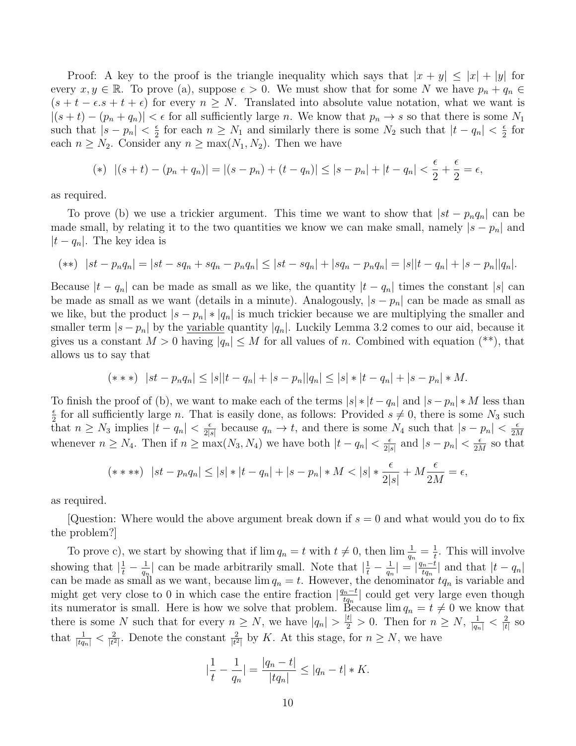Proof: A key to the proof is the triangle inequality which says that $|x + y| \leq |x| + |y|$ for every $x, y \in \mathbb{R}$. To prove (a), suppose $\epsilon > 0$. We must show that for some $N$ we have $p_n + q_n \in (s + t - \epsilon.s + t + \epsilon)$ for every $n \geq N$. Translated into absolute value notation, what we want is $|(s + t) - (p_n + q_n)| < \epsilon$ for all sufficiently large $n$. We know that $p_n \to s$ so that there is some $N_1$ such that $|s - p_n| < \frac{\epsilon}{2}$ for each $n \geq N_1$ and similarly there is some $N_2$ such that $|t - q_n| < \frac{\epsilon}{2}$ for each $n \geq N_2$. Consider any $n \geq \max(N_1, N_2)$. Then we have

$$(*) \quad |(s + t) - (p_n + q_n)| = |(s - p_n) + (t - q_n)| \leq |s - p_n| + |t - q_n| < \frac{\epsilon}{2} + \frac{\epsilon}{2} = \epsilon,$$

as required.

To prove (b) we use a trickier argument. This time we want to show that $|st - p_n q_n|$ can be made small, by relating it to the two quantities we know we can make small, namely $|s - p_n|$ and $|t - q_n|$. The key idea is

$$(**) \quad |st - p_n q_n| = |st - sq_n + sq_n - p_n q_n| \leq |st - sq_n| + |sq_n - p_n q_n| = |s||t - q_n| + |s - p_n||q_n|.$$

Because $|t - q_n|$ can be made as small as we like, the quantity $|t - q_n|$ times the constant $|s|$ can be made as small as we want (details in a minute). Analogously, $|s - p_n|$ can be made as small as we like, but the product $|s - p_n| * |q_n|$ is much trickier because we are multiplying the smaller and smaller term $|s - p_n|$ by the <u>variable</u> quantity $|q_n|$. Luckily Lemma 3.2 comes to our aid, because it gives us a constant $M > 0$ having $|q_n| \leq M$ for all values of $n$. Combined with equation (**), that allows us to say that

$$(***) \quad |st - p_n q_n| \leq |s||t - q_n| + |s - p_n||q_n| \leq |s| * |t - q_n| + |s - p_n| * M.$$

To finish the proof of (b), we want to make each of the terms $|s| * |t - q_n|$ and $|s - p_n| * M$ less than $\frac{\epsilon}{2}$ for all sufficiently large $n$. That is easily done, as follows: Provided $s \neq 0$, there is some $N_3$ such that $n \geq N_3$ implies $|t - q_n| < \frac{\epsilon}{2|s|}$ because $q_n \to t$, and there is some $N_4$ such that $|s - p_n| < \frac{\epsilon}{2M}$ whenever $n \geq N_4$. Then if $n \geq \max(N_3, N_4)$ we have both $|t - q_n| < \frac{\epsilon}{2|s|}$ and $|s - p_n| < \frac{\epsilon}{2M}$ so that

$$(****) \quad |st - p_n q_n| \leq |s| * |t - q_n| + |s - p_n| * M < |s| * \frac{\epsilon}{2|s|} + M\frac{\epsilon}{2M} = \epsilon,$$

as required.

[Question: Where would the above argument break down if $s = 0$ and what would you do to fix the problem?]

To prove c), we start by showing that if $\lim q_n = t$ with $t \neq 0$, then $\lim \frac{1}{q_n} = \frac{1}{t}$. This will involve showing that $|\frac{1}{t} - \frac{1}{q_n}|$ can be made arbitrarily small. Note that $|\frac{1}{t} - \frac{1}{q_n}| = |\frac{q_n - t}{tq_n}|$ and that $|t - q_n|$ can be made as small as we want, because $\lim q_n = t$. However, the denominator $tq_n$ is variable and might get very close to 0 in which case the entire fraction $|\frac{q_n - t}{tq_n}|$ could get very large even though its numerator is small. Here is how we solve that problem. Because $\lim q_n = t \neq 0$ we know that there is some $N$ such that for every $n \geq N$, we have $|q_n| > \frac{|t|}{2} > 0$. Then for $n \geq N$, $\frac{1}{|q_n|} < \frac{2}{|t|}$ so that $\frac{1}{|tq_n|} < \frac{2}{|t^2|}$. Denote the constant $\frac{2}{|t^2|}$ by $K$. At this stage, for $n \geq N$, we have

$$|\frac{1}{t} - \frac{1}{q_n}| = \frac{|q_n - t|}{|tq_n|} \leq |q_n - t| * K.$$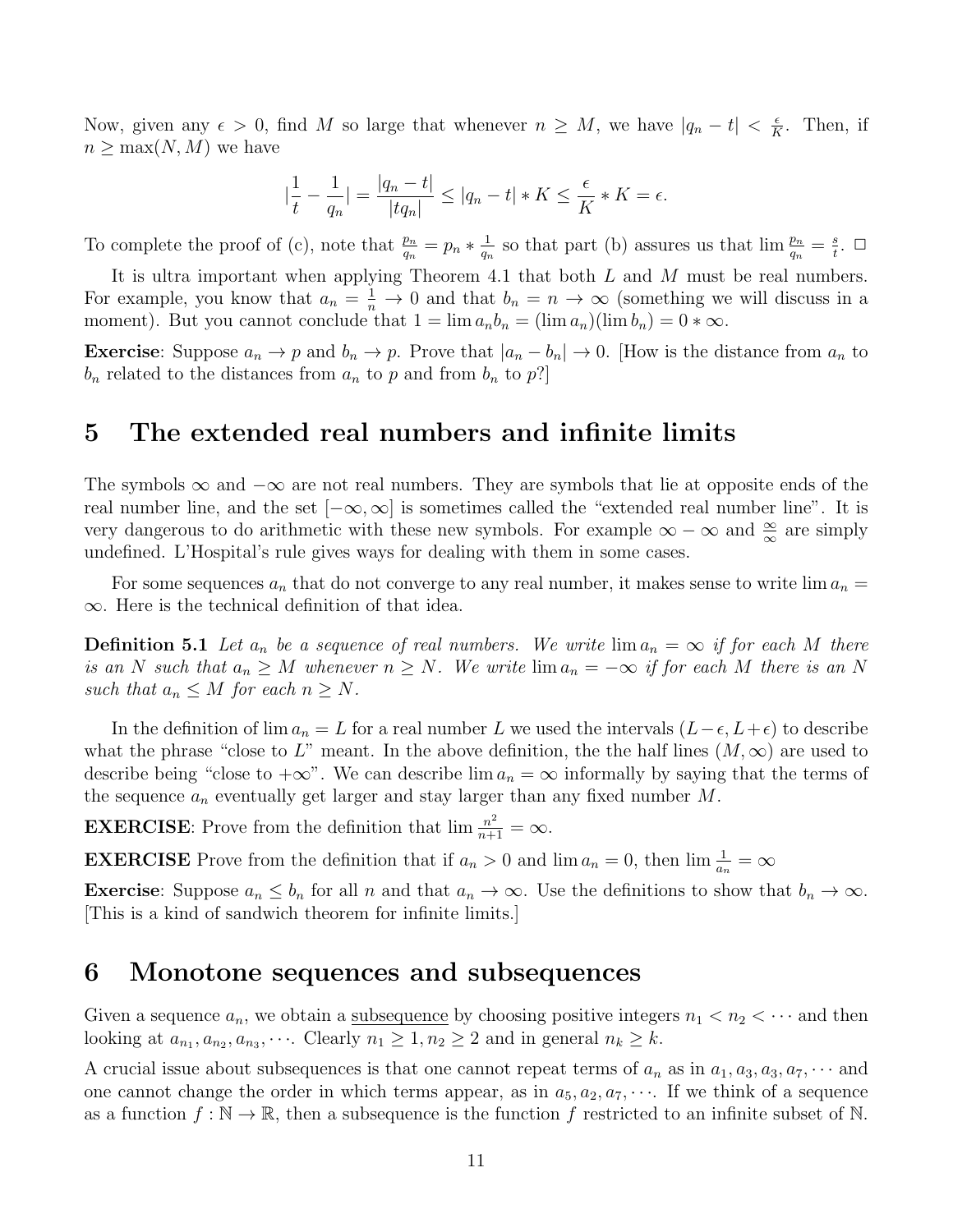Now, given any $\epsilon > 0$, find $M$ so large that whenever $n \geq M$, we have $|q_n - t| < \frac{\epsilon}{K}$. Then, if $n \geq \max(N, M)$ we have

$$|\frac{1}{t} - \frac{1}{q_n}| = \frac{|q_n - t|}{|tq_n|} \leq |q_n - t| * K \leq \frac{\epsilon}{K} * K = \epsilon.$$

To complete the proof of (c), note that $\frac{p_n}{q_n} = p_n * \frac{1}{q_n}$ so that part (b) assures us that $\lim \frac{p_n}{q_n} = \frac{s}{t}$. $\Box$

It is ultra important when applying Theorem 4.1 that both $L$ and $M$ must be real numbers. For example, you know that $a_n = \frac{1}{n} \to 0$ and that $b_n = n \to \infty$ (something we will discuss in a moment). But you cannot conclude that $1 = \lim a_n b_n = (\lim a_n)(\lim b_n) = 0 * \infty$.

**Exercise**: Suppose $a_n \to p$ and $b_n \to p$. Prove that $|a_n - b_n| \to 0$. [How is the distance from $a_n$ to $b_n$ related to the distances from $a_n$ to $p$ and from $b_n$ to $p$?]

# 5 The extended real numbers and infinite limits

The symbols $\infty$ and $-\infty$ are not real numbers. They are symbols that lie at opposite ends of the real number line, and the set $[-\infty, \infty]$ is sometimes called the "extended real number line". It is very dangerous to do arithmetic with these new symbols. For example $\infty - \infty$ and $\frac{\infty}{\infty}$ are simply undefined. L'Hospital's rule gives ways for dealing with them in some cases.

For some sequences $a_n$ that do not converge to any real number, it makes sense to write $\lim a_n = \infty$. Here is the technical definition of that idea.

**Definition 5.1** *Let $a_n$ be a sequence of real numbers. We write $\lim a_n = \infty$ if for each $M$ there is an $N$ such that $a_n \geq M$ whenever $n \geq N$. We write $\lim a_n = -\infty$ if for each $M$ there is an $N$ such that $a_n \leq M$ for each $n \geq N$.*

In the definition of $\lim a_n = L$ for a real number $L$ we used the intervals $(L - \epsilon, L + \epsilon)$ to describe what the phrase "close to $L$" meant. In the above definition, the the half lines $(M, \infty)$ are used to describe being "close to $+\infty$". We can describe $\lim a_n = \infty$ informally by saying that the terms of the sequence $a_n$ eventually get larger and stay larger than any fixed number $M$.

**EXERCISE**: Prove from the definition that $\lim \frac{n^2}{n+1} = \infty$.

**EXERCISE** Prove from the definition that if $a_n > 0$ and $\lim a_n = 0$, then $\lim \frac{1}{a_n} = \infty$

**Exercise**: Suppose $a_n \leq b_n$ for all $n$ and that $a_n \to \infty$. Use the definitions to show that $b_n \to \infty$. [This is a kind of sandwich theorem for infinite limits.]

# 6 Monotone sequences and subsequences

Given a sequence $a_n$, we obtain a <u>subsequence</u> by choosing positive integers $n_1 < n_2 < \cdots$ and then looking at $a_{n_1}, a_{n_2}, a_{n_3}, \cdots$. Clearly $n_1 \geq 1, n_2 \geq 2$ and in general $n_k \geq k$.

A crucial issue about subsequences is that one cannot repeat terms of $a_n$ as in $a_1, a_3, a_3, a_7, \cdots$ and one cannot change the order in which terms appear, as in $a_5, a_2, a_7, \cdots$. If we think of a sequence as a function $f : \mathbb{N} \to \mathbb{R}$, then a subsequence is the function $f$ restricted to an infinite subset of $\mathbb{N}$.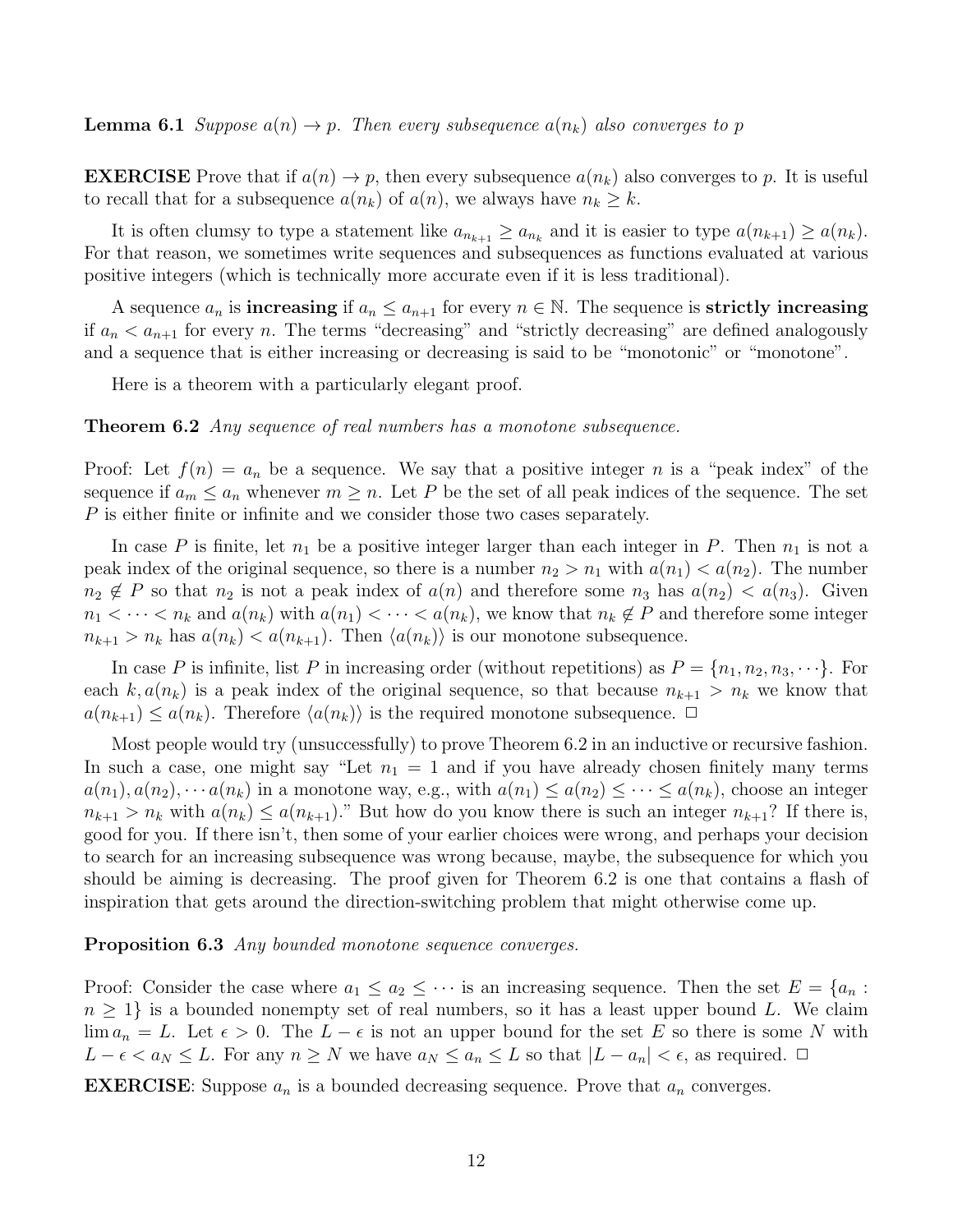**Lemma 6.1** *Suppose $a(n) \to p$. Then every subsequence $a(n_k)$ also converges to $p$*

**EXERCISE** Prove that if $a(n) \to p$, then every subsequence $a(n_k)$ also converges to $p$. It is useful to recall that for a subsequence $a(n_k)$ of $a(n)$, we always have $n_k \geq k$.

It is often clumsy to type a statement like $a_{n_{k+1}} \geq a_{n_k}$ and it is easier to type $a(n_{k+1}) \geq a(n_k)$. For that reason, we sometimes write sequences and subsequences as functions evaluated at various positive integers (which is technically more accurate even if it is less traditional).

A sequence $a_n$ is **increasing** if $a_n \leq a_{n+1}$ for every $n \in \mathbb{N}$. The sequence is **strictly increasing** if $a_n < a_{n+1}$ for every $n$. The terms "decreasing" and "strictly decreasing" are defined analogously and a sequence that is either increasing or decreasing is said to be "monotonic" or "monotone".

Here is a theorem with a particularly elegant proof.

**Theorem 6.2** *Any sequence of real numbers has a monotone subsequence.*

Proof: Let $f(n) = a_n$ be a sequence. We say that a positive integer $n$ is a "peak index" of the sequence if $a_m \leq a_n$ whenever $m \geq n$. Let $P$ be the set of all peak indices of the sequence. The set $P$ is either finite or infinite and we consider those two cases separately.

In case $P$ is finite, let $n_1$ be a positive integer larger than each integer in $P$. Then $n_1$ is not a peak index of the original sequence, so there is a number $n_2 > n_1$ with $a(n_1) < a(n_2)$. The number $n_2 \notin P$ so that $n_2$ is not a peak index of $a(n)$ and therefore some $n_3$ has $a(n_2) < a(n_3)$. Given $n_1 < \cdots < n_k$ and $a(n_k)$ with $a(n_1) < \cdots < a(n_k)$, we know that $n_k \notin P$ and therefore some integer $n_{k+1} > n_k$ has $a(n_k) < a(n_{k+1})$. Then $\langle a(n_k) \rangle$ is our monotone subsequence.

In case $P$ is infinite, list $P$ in increasing order (without repetitions) as $P = \{n_1, n_2, n_3, \cdots\}$. For each $k, a(n_k)$ is a peak index of the original sequence, so that because $n_{k+1} > n_k$ we know that $a(n_{k+1}) \leq a(n_k)$. Therefore $\langle a(n_k) \rangle$ is the required monotone subsequence. □

Most people would try (unsuccessfully) to prove Theorem 6.2 in an inductive or recursive fashion. In such a case, one might say "Let $n_1 = 1$ and if you have already chosen finitely many terms $a(n_1), a(n_2), \cdots a(n_k)$ in a monotone way, e.g., with $a(n_1) \leq a(n_2) \leq \cdots \leq a(n_k)$, choose an integer $n_{k+1} > n_k$ with $a(n_k) \leq a(n_{k+1})$." But how do you know there is such an integer $n_{k+1}$? If there is, good for you. If there isn't, then some of your earlier choices were wrong, and perhaps your decision to search for an increasing subsequence was wrong because, maybe, the subsequence for which you should be aiming is decreasing. The proof given for Theorem 6.2 is one that contains a flash of inspiration that gets around the direction-switching problem that might otherwise come up.

**Proposition 6.3** *Any bounded monotone sequence converges.*

Proof: Consider the case where $a_1 \leq a_2 \leq \cdots$ is an increasing sequence. Then the set $E = \{a_n : n \geq 1\}$ is a bounded nonempty set of real numbers, so it has a least upper bound $L$. We claim $\lim a_n = L$. Let $\epsilon > 0$. The $L - \epsilon$ is not an upper bound for the set $E$ so there is some $N$ with $L - \epsilon < a_N \leq L$. For any $n \geq N$ we have $a_N \leq a_n \leq L$ so that $|L - a_n| < \epsilon$, as required. □

**EXERCISE**: Suppose $a_n$ is a bounded decreasing sequence. Prove that $a_n$ converges.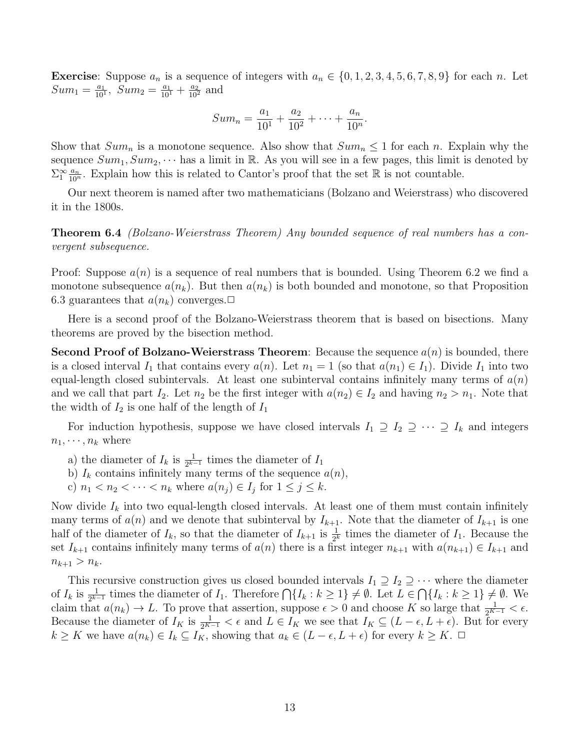**Exercise**: Suppose $a_n$ is a sequence of integers with $a_n \in \{0, 1, 2, 3, 4, 5, 6, 7, 8, 9\}$ for each $n$. Let $Sum_1 = \frac{a_1}{10^1}$, $Sum_2 = \frac{a_1}{10^1} + \frac{a_2}{10^2}$ and

$$Sum_n = \frac{a_1}{10^1} + \frac{a_2}{10^2} + \cdots + \frac{a_n}{10^n}.$$

Show that $Sum_n$ is a monotone sequence. Also show that $Sum_n \leq 1$ for each $n$. Explain why the sequence $Sum_1, Sum_2, \cdots$ has a limit in $\mathbb{R}$. As you will see in a few pages, this limit is denoted by $\Sigma_1^\infty \frac{a_n}{10^n}$. Explain how this is related to Cantor's proof that the set $\mathbb{R}$ is not countable.

Our next theorem is named after two mathematicians (Bolzano and Weierstrass) who discovered it in the 1800s.

**Theorem 6.4** *(Bolzano-Weierstrass Theorem) Any bounded sequence of real numbers has a convergent subsequence.*

Proof: Suppose $a(n)$ is a sequence of real numbers that is bounded. Using Theorem 6.2 we find a monotone subsequence $a(n_k)$. But then $a(n_k)$ is both bounded and monotone, so that Proposition 6.3 guarantees that $a(n_k)$ converges.□

Here is a second proof of the Bolzano-Weierstrass theorem that is based on bisections. Many theorems are proved by the bisection method.

**Second Proof of Bolzano-Weierstrass Theorem**: Because the sequence $a(n)$ is bounded, there is a closed interval $I_1$ that contains every $a(n)$. Let $n_1 = 1$ (so that $a(n_1) \in I_1$). Divide $I_1$ into two equal-length closed subintervals. At least one subinterval contains infinitely many terms of $a(n)$ and we call that part $I_2$. Let $n_2$ be the first integer with $a(n_2) \in I_2$ and having $n_2 > n_1$. Note that the width of $I_2$ is one half of the length of $I_1$

For induction hypothesis, suppose we have closed intervals $I_1 \supseteq I_2 \supseteq \cdots \supseteq I_k$ and integers $n_1, \cdots, n_k$ where

a) the diameter of $I_k$ is $\frac{1}{2^{k-1}}$ times the diameter of $I_1$
b) $I_k$ contains infinitely many terms of the sequence $a(n)$,
c) $n_1 < n_2 < \cdots < n_k$ where $a(n_j) \in I_j$ for $1 \leq j \leq k$.

Now divide $I_k$ into two equal-length closed intervals. At least one of them must contain infinitely many terms of $a(n)$ and we denote that subinterval by $I_{k+1}$. Note that the diameter of $I_{k+1}$ is one half of the diameter of $I_k$, so that the diameter of $I_{k+1}$ is $\frac{1}{2^k}$ times the diameter of $I_1$. Because the set $I_{k+1}$ contains infinitely many terms of $a(n)$ there is a first integer $n_{k+1}$ with $a(n_{k+1}) \in I_{k+1}$ and $n_{k+1} > n_k$.

This recursive construction gives us closed bounded intervals $I_1 \supseteq I_2 \supseteq \cdots$ where the diameter of $I_k$ is $\frac{1}{2^{k-1}}$ times the diameter of $I_1$. Therefore $\bigcap\{I_k : k \geq 1\} \neq \emptyset$. Let $L \in \bigcap\{I_k : k \geq 1\} \neq \emptyset$. We claim that $a(n_k) \to L$. To prove that assertion, suppose $\epsilon > 0$ and choose $K$ so large that $\frac{1}{2^{K-1}} < \epsilon$. Because the diameter of $I_K$ is $\frac{1}{2^{K-1}} < \epsilon$ and $L \in I_K$ we see that $I_K \subseteq (L - \epsilon, L + \epsilon)$. But for every $k \geq K$ we have $a(n_k) \in I_k \subseteq I_K$, showing that $a_k \in (L - \epsilon, L + \epsilon)$ for every $k \geq K$. □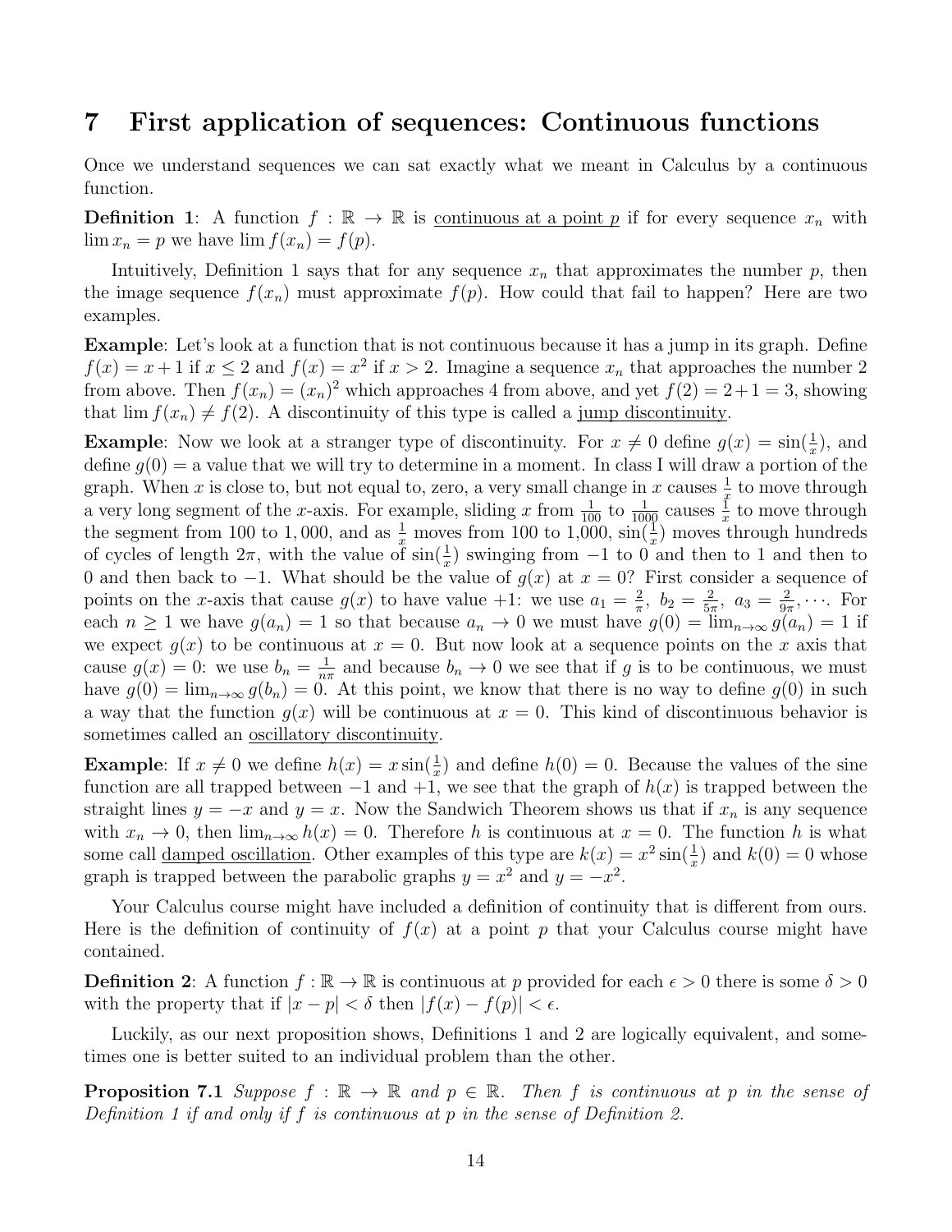## 7 First application of sequences: Continuous functions

Once we understand sequences we can sat exactly what we meant in Calculus by a continuous function.

**Definition 1**: A function $f : \mathbb{R} \to \mathbb{R}$ is continuous at a point $p$ if for every sequence $x_n$ with $\lim x_n = p$ we have $\lim f(x_n) = f(p)$.

Intuitively, Definition 1 says that for any sequence $x_n$ that approximates the number $p$, then the image sequence $f(x_n)$ must approximate $f(p)$. How could that fail to happen? Here are two examples.

**Example**: Let's look at a function that is not continuous because it has a jump in its graph. Define $f(x) = x + 1$ if $x \leq 2$ and $f(x) = x^2$ if $x > 2$. Imagine a sequence $x_n$ that approaches the number 2 from above. Then $f(x_n) = (x_n)^2$ which approaches 4 from above, and yet $f(2) = 2 + 1 = 3$, showing that $\lim f(x_n) \neq f(2)$. A discontinuity of this type is called a jump discontinuity.

**Example**: Now we look at a stranger type of discontinuity. For $x \neq 0$ define $g(x) = \sin(\frac{1}{x})$, and define $g(0) =$ a value that we will try to determine in a moment. In class I will draw a portion of the graph. When $x$ is close to, but not equal to, zero, a very small change in $x$ causes $\frac{1}{x}$ to move through a very long segment of the $x$-axis. For example, sliding $x$ from $\frac{1}{100}$ to $\frac{1}{1000}$ causes $\frac{1}{x}$ to move through the segment from 100 to 1,000, and as $\frac{1}{x}$ moves from 100 to 1,000, $\sin(\frac{1}{x})$ moves through hundreds of cycles of length $2\pi$, with the value of $\sin(\frac{1}{x})$ swinging from $-1$ to 0 and then to 1 and then to 0 and then back to $-1$. What should be the value of $g(x)$ at $x = 0$? First consider a sequence of points on the $x$-axis that cause $g(x)$ to have value $+1$: we use $a_1 = \frac{2}{\pi},\ b_2 = \frac{2}{5\pi},\ a_3 = \frac{2}{9\pi}, \cdots$. For each $n \geq 1$ we have $g(a_n) = 1$ so that because $a_n \to 0$ we must have $g(0) = \lim_{n\to\infty} g(a_n) = 1$ if we expect $g(x)$ to be continuous at $x = 0$. But now look at a sequence points on the $x$ axis that cause $g(x) = 0$: we use $b_n = \frac{1}{n\pi}$ and because $b_n \to 0$ we see that if $g$ is to be continuous, we must have $g(0) = \lim_{n\to\infty} g(b_n) = 0$. At this point, we know that there is no way to define $g(0)$ in such a way that the function $g(x)$ will be continuous at $x = 0$. This kind of discontinuous behavior is sometimes called an oscillatory discontinuity.

**Example**: If $x \neq 0$ we define $h(x) = x\sin(\frac{1}{x})$ and define $h(0) = 0$. Because the values of the sine function are all trapped between $-1$ and $+1$, we see that the graph of $h(x)$ is trapped between the straight lines $y = -x$ and $y = x$. Now the Sandwich Theorem shows us that if $x_n$ is any sequence with $x_n \to 0$, then $\lim_{n\to\infty} h(x) = 0$. Therefore $h$ is continuous at $x = 0$. The function $h$ is what some call damped oscillation. Other examples of this type are $k(x) = x^2\sin(\frac{1}{x})$ and $k(0) = 0$ whose graph is trapped between the parabolic graphs $y = x^2$ and $y = -x^2$.

Your Calculus course might have included a definition of continuity that is different from ours. Here is the definition of continuity of $f(x)$ at a point $p$ that your Calculus course might have contained.

**Definition 2**: A function $f : \mathbb{R} \to \mathbb{R}$ is continuous at $p$ provided for each $\epsilon > 0$ there is some $\delta > 0$ with the property that if $|x - p| < \delta$ then $|f(x) - f(p)| < \epsilon$.

Luckily, as our next proposition shows, Definitions 1 and 2 are logically equivalent, and sometimes one is better suited to an individual problem than the other.

**Proposition 7.1** *Suppose $f : \mathbb{R} \to \mathbb{R}$ and $p \in \mathbb{R}$. Then $f$ is continuous at $p$ in the sense of Definition 1 if and only if $f$ is continuous at $p$ in the sense of Definition 2.*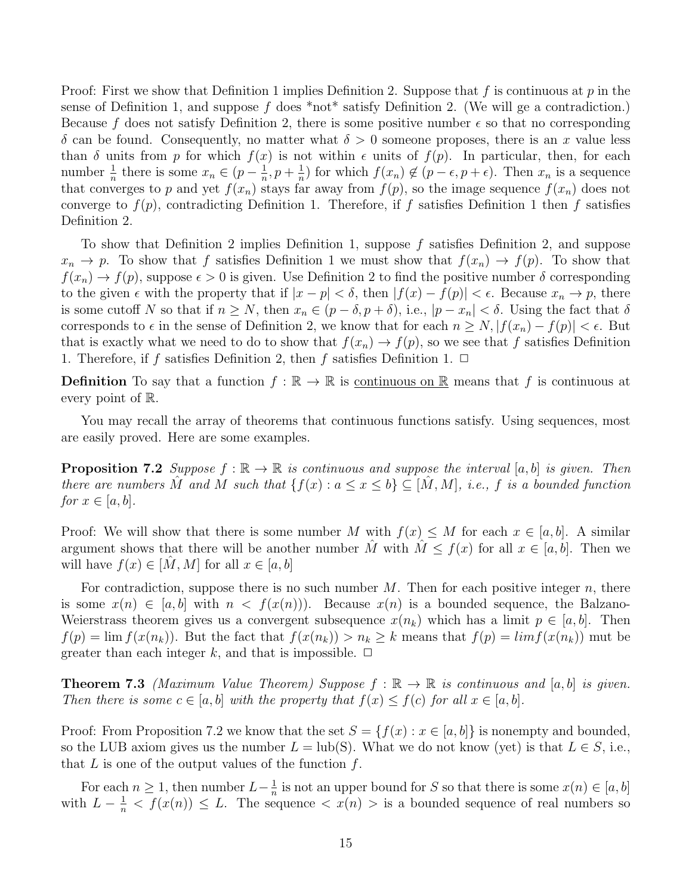Proof: First we show that Definition 1 implies Definition 2. Suppose that $f$ is continuous at $p$ in the sense of Definition 1, and suppose $f$ does *not* satisfy Definition 2. (We will ge a contradiction.) Because $f$ does not satisfy Definition 2, there is some positive number $\epsilon$ so that no corresponding $\delta$ can be found. Consequently, no matter what $\delta > 0$ someone proposes, there is an $x$ value less than $\delta$ units from $p$ for which $f(x)$ is not within $\epsilon$ units of $f(p)$. In particular, then, for each number $\frac{1}{n}$ there is some $x_n \in (p - \frac{1}{n}, p + \frac{1}{n})$ for which $f(x_n) \notin (p - \epsilon, p + \epsilon)$. Then $x_n$ is a sequence that converges to $p$ and yet $f(x_n)$ stays far away from $f(p)$, so the image sequence $f(x_n)$ does not converge to $f(p)$, contradicting Definition 1. Therefore, if $f$ satisfies Definition 1 then $f$ satisfies Definition 2.

To show that Definition 2 implies Definition 1, suppose $f$ satisfies Definition 2, and suppose $x_n \to p$. To show that $f$ satisfies Definition 1 we must show that $f(x_n) \to f(p)$. To show that $f(x_n) \to f(p)$, suppose $\epsilon > 0$ is given. Use Definition 2 to find the positive number $\delta$ corresponding to the given $\epsilon$ with the property that if $|x - p| < \delta$, then $|f(x) - f(p)| < \epsilon$. Because $x_n \to p$, there is some cutoff $N$ so that if $n \geq N$, then $x_n \in (p - \delta, p + \delta)$, i.e., $|p - x_n| < \delta$. Using the fact that $\delta$ corresponds to $\epsilon$ in the sense of Definition 2, we know that for each $n \geq N, |f(x_n) - f(p)| < \epsilon$. But that is exactly what we need to do to show that $f(x_n) \to f(p)$, so we see that $f$ satisfies Definition 1. Therefore, if $f$ satisfies Definition 2, then $f$ satisfies Definition 1. □

**Definition** To say that a function $f : \mathbb{R} \to \mathbb{R}$ is continuous on $\mathbb{R}$ means that $f$ is continuous at every point of $\mathbb{R}$.

You may recall the array of theorems that continuous functions satisfy. Using sequences, most are easily proved. Here are some examples.

**Proposition 7.2** *Suppose $f : \mathbb{R} \to \mathbb{R}$ is continuous and suppose the interval $[a, b]$ is given. Then there are numbers $\hat{M}$ and $M$ such that $\{f(x) : a \leq x \leq b\} \subseteq [\hat{M}, M]$, i.e., $f$ is a bounded function for $x \in [a, b]$.*

Proof: We will show that there is some number $M$ with $f(x) \leq M$ for each $x \in [a, b]$. A similar argument shows that there will be another number $\hat{M}$ with $\hat{M} \leq f(x)$ for all $x \in [a, b]$. Then we will have $f(x) \in [\hat{M}, M]$ for all $x \in [a, b]$

For contradiction, suppose there is no such number $M$. Then for each positive integer $n$, there is some $x(n) \in [a, b]$ with $n < f(x(n)))$. Because $x(n)$ is a bounded sequence, the Balzano-Weierstrass theorem gives us a convergent subsequence $x(n_k)$ which has a limit $p \in [a, b]$. Then $f(p) = \lim f(x(n_k))$. But the fact that $f(x(n_k)) > n_k \geq k$ means that $f(p) = lim f(x(n_k))$ mut be greater than each integer $k$, and that is impossible. □

**Theorem 7.3** *(Maximum Value Theorem) Suppose $f : \mathbb{R} \to \mathbb{R}$ is continuous and $[a, b]$ is given. Then there is some $c \in [a, b]$ with the property that $f(x) \leq f(c)$ for all $x \in [a, b]$.*

Proof: From Proposition 7.2 we know that the set $S = \{f(x) : x \in [a, b]\}$ is nonempty and bounded, so the LUB axiom gives us the number $L = \text{lub(S)}$. What we do not know (yet) is that $L \in S$, i.e., that $L$ is one of the output values of the function $f$.

For each $n \geq 1$, then number $L - \frac{1}{n}$ is not an upper bound for $S$ so that there is some $x(n) \in [a, b]$ with $L - \frac{1}{n} < f(x(n)) \leq L$. The sequence $< x(n) >$ is a bounded sequence of real numbers so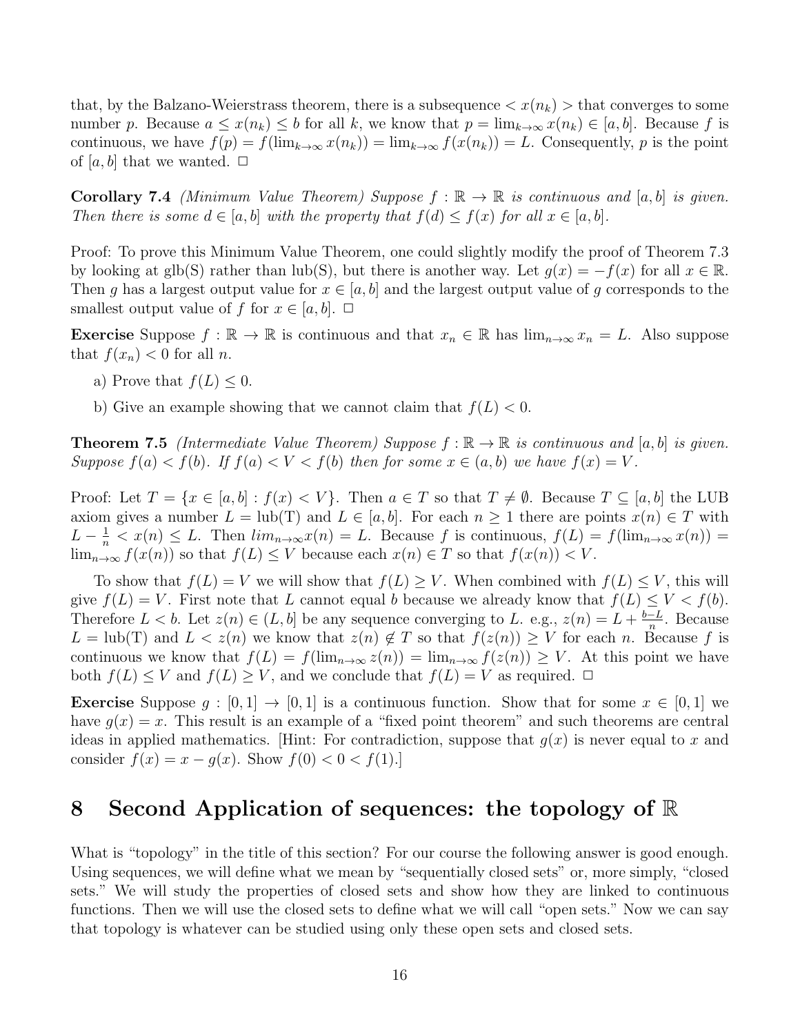that, by the Balzano-Weierstrass theorem, there is a subsequence $< x(n_k) >$ that converges to some number $p$. Because $a \le x(n_k) \le b$ for all $k$, we know that $p = \lim_{k\to\infty} x(n_k) \in [a, b]$. Because $f$ is continuous, we have $f(p) = f(\lim_{k\to\infty} x(n_k)) = \lim_{k\to\infty} f(x(n_k)) = L$. Consequently, $p$ is the point of $[a, b]$ that we wanted. □

**Corollary 7.4** *(Minimum Value Theorem) Suppose $f : \mathbb{R} \to \mathbb{R}$ is continuous and $[a, b]$ is given. Then there is some $d \in [a, b]$ with the property that $f(d) \le f(x)$ for all $x \in [a, b]$.*

Proof: To prove this Minimum Value Theorem, one could slightly modify the proof of Theorem 7.3 by looking at glb(S) rather than lub(S), but there is another way. Let $g(x) = -f(x)$ for all $x \in \mathbb{R}$. Then $g$ has a largest output value for $x \in [a, b]$ and the largest output value of $g$ corresponds to the smallest output value of $f$ for $x \in [a, b]$. □

**Exercise** Suppose $f : \mathbb{R} \to \mathbb{R}$ is continuous and that $x_n \in \mathbb{R}$ has $\lim_{n\to\infty} x_n = L$. Also suppose that $f(x_n) < 0$ for all $n$.

a) Prove that $f(L) \le 0$.

b) Give an example showing that we cannot claim that $f(L) < 0$.

**Theorem 7.5** *(Intermediate Value Theorem) Suppose $f : \mathbb{R} \to \mathbb{R}$ is continuous and $[a, b]$ is given. Suppose $f(a) < f(b)$. If $f(a) < V < f(b)$ then for some $x \in (a, b)$ we have $f(x) = V$.*

Proof: Let $T = \{x \in [a, b] : f(x) < V\}$. Then $a \in T$ so that $T \ne \emptyset$. Because $T \subseteq [a, b]$ the LUB axiom gives a number $L = \text{lub}(T)$ and $L \in [a, b]$. For each $n \ge 1$ there are points $x(n) \in T$ with $L - \frac{1}{n} < x(n) \le L$. Then $lim_{n\to\infty} x(n) = L$. Because $f$ is continuous, $f(L) = f(\lim_{n\to\infty} x(n)) = \lim_{n\to\infty} f(x(n))$ so that $f(L) \le V$ because each $x(n) \in T$ so that $f(x(n)) < V$.

To show that $f(L) = V$ we will show that $f(L) \ge V$. When combined with $f(L) \le V$, this will give $f(L) = V$. First note that $L$ cannot equal $b$ because we already know that $f(L) \le V < f(b)$. Therefore $L < b$. Let $z(n) \in (L, b]$ be any sequence converging to $L$. e.g., $z(n) = L + \frac{b-L}{n}$. Because $L = \text{lub}(T)$ and $L < z(n)$ we know that $z(n) \notin T$ so that $f(z(n)) \ge V$ for each $n$. Because $f$ is continuous we know that $f(L) = f(\lim_{n\to\infty} z(n)) = \lim_{n\to\infty} f(z(n)) \ge V$. At this point we have both $f(L) \le V$ and $f(L) \ge V$, and we conclude that $f(L) = V$ as required. □

**Exercise** Suppose $g : [0, 1] \to [0, 1]$ is a continuous function. Show that for some $x \in [0, 1]$ we have $g(x) = x$. This result is an example of a "fixed point theorem" and such theorems are central ideas in applied mathematics. [Hint: For contradiction, suppose that $g(x)$ is never equal to $x$ and consider $f(x) = x - g(x)$. Show $f(0) < 0 < f(1)$.]

# 8 Second Application of sequences: the topology of $\mathbb{R}$

What is "topology" in the title of this section? For our course the following answer is good enough. Using sequences, we will define what we mean by "sequentially closed sets" or, more simply, "closed sets." We will study the properties of closed sets and show how they are linked to continuous functions. Then we will use the closed sets to define what we will call "open sets." Now we can say that topology is whatever can be studied using only these open sets and closed sets.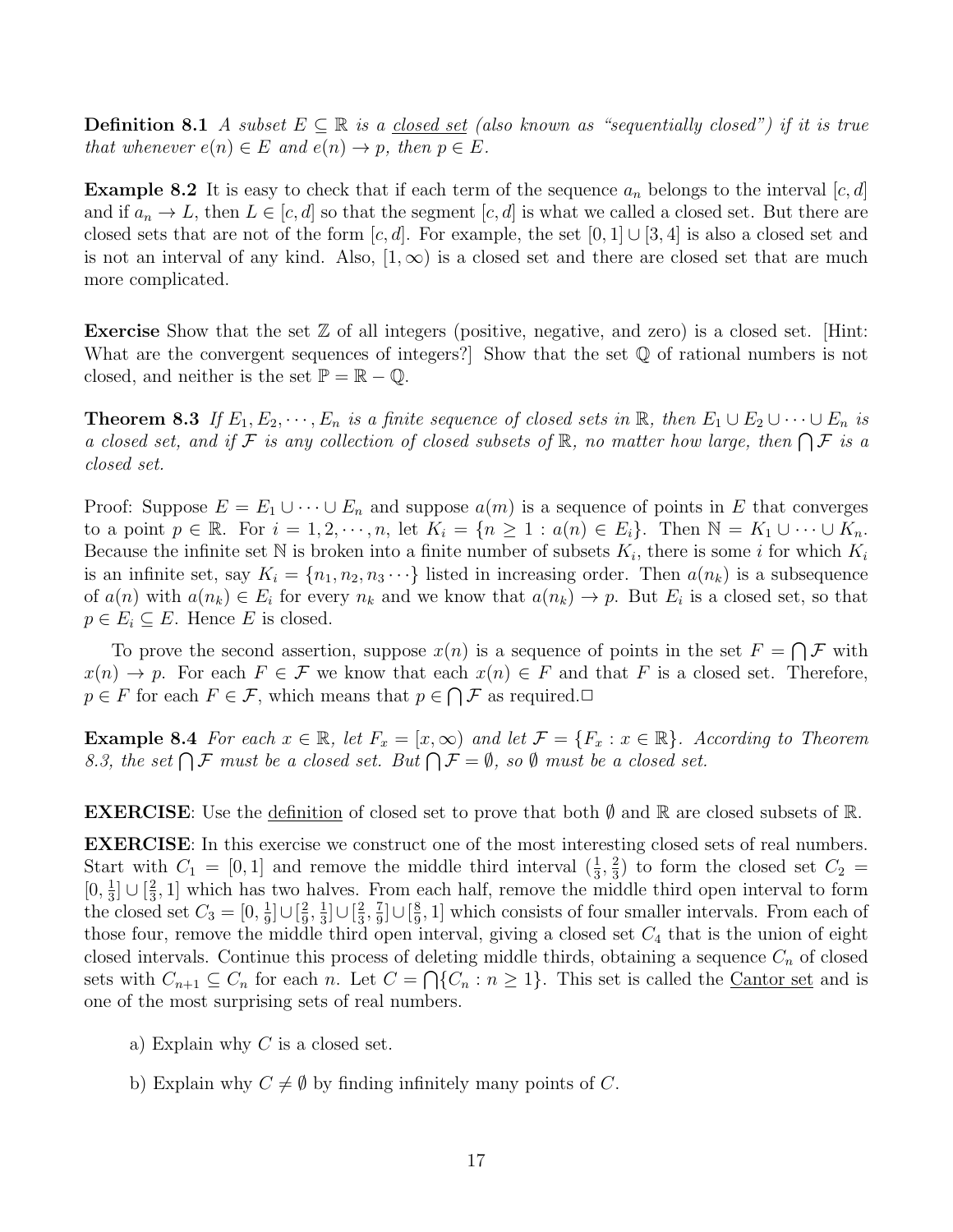**Definition 8.1** *A subset $E \subseteq \mathbb{R}$ is a closed set (also known as "sequentially closed") if it is true that whenever $e(n) \in E$ and $e(n) \to p$, then $p \in E$.*

**Example 8.2** It is easy to check that if each term of the sequence $a_n$ belongs to the interval $[c, d]$ and if $a_n \to L$, then $L \in [c, d]$ so that the segment $[c, d]$ is what we called a closed set. But there are closed sets that are not of the form $[c, d]$. For example, the set $[0, 1] \cup [3, 4]$ is also a closed set and is not an interval of any kind. Also, $[1, \infty)$ is a closed set and there are closed set that are much more complicated.

**Exercise** Show that the set $\mathbb{Z}$ of all integers (positive, negative, and zero) is a closed set. [Hint: What are the convergent sequences of integers?] Show that the set $\mathbb{Q}$ of rational numbers is not closed, and neither is the set $\mathbb{P} = \mathbb{R} - \mathbb{Q}$.

**Theorem 8.3** *If $E_1, E_2, \cdots, E_n$ is a finite sequence of closed sets in $\mathbb{R}$, then $E_1 \cup E_2 \cup \cdots \cup E_n$ is a closed set, and if $\mathcal{F}$ is any collection of closed subsets of $\mathbb{R}$, no matter how large, then $\bigcap \mathcal{F}$ is a closed set.*

Proof: Suppose $E = E_1 \cup \cdots \cup E_n$ and suppose $a(m)$ is a sequence of points in $E$ that converges to a point $p \in \mathbb{R}$. For $i = 1, 2, \cdots, n$, let $K_i = \{n \geq 1 : a(n) \in E_i\}$. Then $\mathbb{N} = K_1 \cup \cdots \cup K_n$. Because the infinite set $\mathbb{N}$ is broken into a finite number of subsets $K_i$, there is some $i$ for which $K_i$ is an infinite set, say $K_i = \{n_1, n_2, n_3 \cdots\}$ listed in increasing order. Then $a(n_k)$ is a subsequence of $a(n)$ with $a(n_k) \in E_i$ for every $n_k$ and we know that $a(n_k) \to p$. But $E_i$ is a closed set, so that $p \in E_i \subseteq E$. Hence $E$ is closed.

To prove the second assertion, suppose $x(n)$ is a sequence of points in the set $F = \bigcap \mathcal{F}$ with $x(n) \to p$. For each $F \in \mathcal{F}$ we know that each $x(n) \in F$ and that $F$ is a closed set. Therefore, $p \in F$ for each $F \in \mathcal{F}$, which means that $p \in \bigcap \mathcal{F}$ as required.□

**Example 8.4** *For each $x \in \mathbb{R}$, let $F_x = [x, \infty)$ and let $\mathcal{F} = \{F_x : x \in \mathbb{R}\}$. According to Theorem 8.3, the set $\bigcap \mathcal{F}$ must be a closed set. But $\bigcap \mathcal{F} = \emptyset$, so $\emptyset$ must be a closed set.*

**EXERCISE**: Use the definition of closed set to prove that both $\emptyset$ and $\mathbb{R}$ are closed subsets of $\mathbb{R}$.

**EXERCISE**: In this exercise we construct one of the most interesting closed sets of real numbers. Start with $C_1 = [0, 1]$ and remove the middle third interval $(\frac{1}{3}, \frac{2}{3})$ to form the closed set $C_2 = [0, \frac{1}{3}] \cup [\frac{2}{3}, 1]$ which has two halves. From each half, remove the middle third open interval to form the closed set $C_3 = [0, \frac{1}{9}] \cup [\frac{2}{9}, \frac{1}{3}] \cup [\frac{2}{3}, \frac{7}{9}] \cup [\frac{8}{9}, 1]$ which consists of four smaller intervals. From each of those four, remove the middle third open interval, giving a closed set $C_4$ that is the union of eight closed intervals. Continue this process of deleting middle thirds, obtaining a sequence $C_n$ of closed sets with $C_{n+1} \subseteq C_n$ for each $n$. Let $C = \bigcap\{C_n : n \geq 1\}$. This set is called the Cantor set and is one of the most surprising sets of real numbers.

a) Explain why $C$ is a closed set.

b) Explain why $C \neq \emptyset$ by finding infinitely many points of $C$.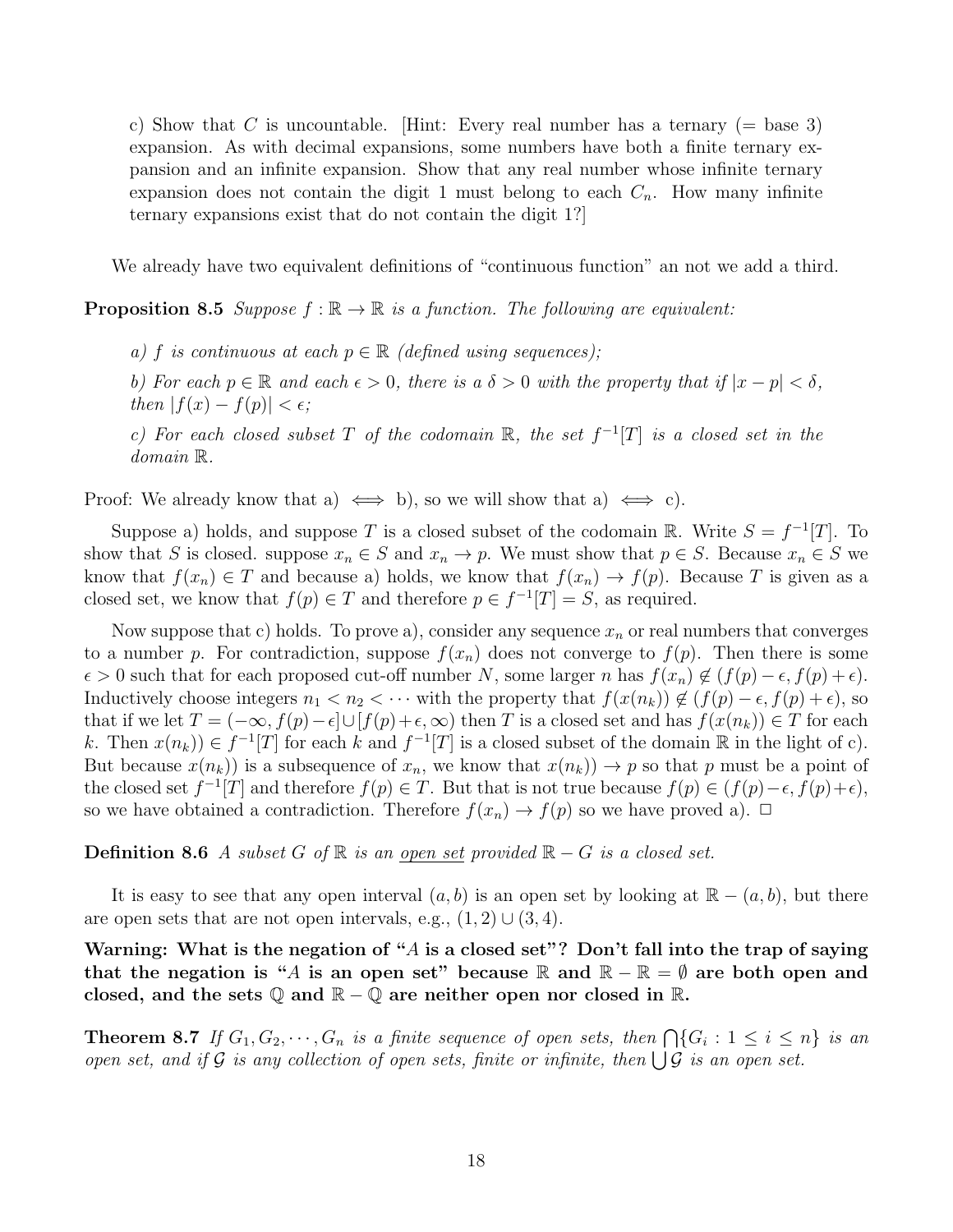c) Show that $C$ is uncountable. [Hint: Every real number has a ternary (= base 3) expansion. As with decimal expansions, some numbers have both a finite ternary expansion and an infinite expansion. Show that any real number whose infinite ternary expansion does not contain the digit 1 must belong to each $C_n$. How many infinite ternary expansions exist that do not contain the digit 1?]

We already have two equivalent definitions of "continuous function" an not we add a third.

**Proposition 8.5** *Suppose $f : \mathbb{R} \to \mathbb{R}$ is a function. The following are equivalent:*

*a) $f$ is continuous at each $p \in \mathbb{R}$ (defined using sequences);*

*b) For each $p \in \mathbb{R}$ and each $\epsilon > 0$, there is a $\delta > 0$ with the property that if $|x - p| < \delta$, then $|f(x) - f(p)| < \epsilon$;*

*c) For each closed subset $T$ of the codomain $\mathbb{R}$, the set $f^{-1}[T]$ is a closed set in the domain $\mathbb{R}$.*

Proof: We already know that a) $\iff$ b), so we will show that a) $\iff$ c).

Suppose a) holds, and suppose $T$ is a closed subset of the codomain $\mathbb{R}$. Write $S = f^{-1}[T]$. To show that $S$ is closed. suppose $x_n \in S$ and $x_n \to p$. We must show that $p \in S$. Because $x_n \in S$ we know that $f(x_n) \in T$ and because a) holds, we know that $f(x_n) \to f(p)$. Because $T$ is given as a closed set, we know that $f(p) \in T$ and therefore $p \in f^{-1}[T] = S$, as required.

Now suppose that c) holds. To prove a), consider any sequence $x_n$ or real numbers that converges to a number $p$. For contradiction, suppose $f(x_n)$ does not converge to $f(p)$. Then there is some $\epsilon > 0$ such that for each proposed cut-off number $N$, some larger $n$ has $f(x_n) \notin (f(p) - \epsilon, f(p) + \epsilon)$. Inductively choose integers $n_1 < n_2 < \cdots$ with the property that $f(x(n_k)) \notin (f(p) - \epsilon, f(p) + \epsilon)$, so that if we let $T = (-\infty, f(p) - \epsilon] \cup [f(p) + \epsilon, \infty)$ then $T$ is a closed set and has $f(x(n_k)) \in T$ for each $k$. Then $x(n_k)) \in f^{-1}[T]$ for each $k$ and $f^{-1}[T]$ is a closed subset of the domain $\mathbb{R}$ in the light of c). But because $x(n_k))$ is a subsequence of $x_n$, we know that $x(n_k)) \to p$ so that $p$ must be a point of the closed set $f^{-1}[T]$ and therefore $f(p) \in T$. But that is not true because $f(p) \in (f(p) - \epsilon, f(p) + \epsilon)$, so we have obtained a contradiction. Therefore $f(x_n) \to f(p)$ so we have proved a). $\Box$

**Definition 8.6** *A subset $G$ of $\mathbb{R}$ is an* <u>*open set*</u> *provided $\mathbb{R} - G$ is a closed set.*

It is easy to see that any open interval $(a, b)$ is an open set by looking at $\mathbb{R} - (a, b)$, but there are open sets that are not open intervals, e.g., $(1, 2) \cup (3, 4)$.

**Warning: What is the negation of "$A$ is a closed set"? Don't fall into the trap of saying that the negation is "$A$ is an open set" because $\mathbb{R}$ and $\mathbb{R} - \mathbb{R} = \emptyset$ are both open and closed, and the sets $\mathbb{Q}$ and $\mathbb{R} - \mathbb{Q}$ are neither open nor closed in $\mathbb{R}$.**

**Theorem 8.7** *If $G_1, G_2, \cdots, G_n$ is a finite sequence of open sets, then $\bigcap\{G_i : 1 \le i \le n\}$ is an open set, and if $\mathcal{G}$ is any collection of open sets, finite or infinite, then $\bigcup \mathcal{G}$ is an open set.*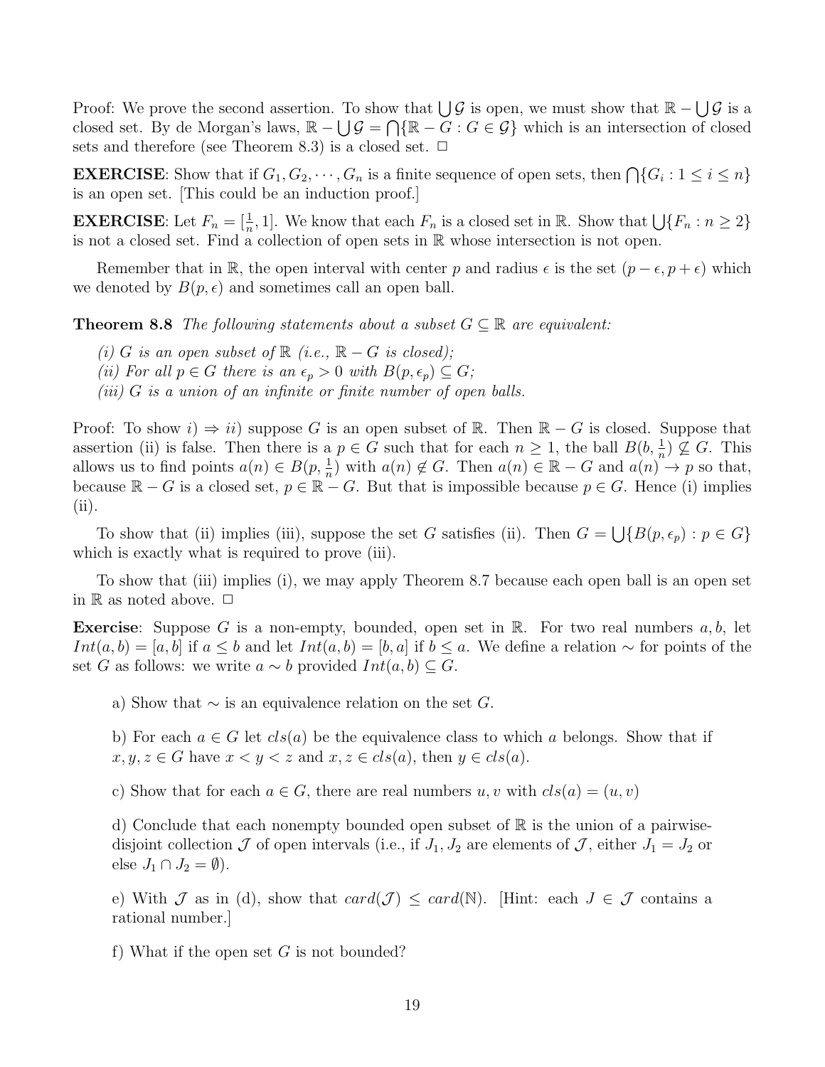Proof: We prove the second assertion. To show that $\bigcup \mathcal{G}$ is open, we must show that $\mathbb{R} - \bigcup \mathcal{G}$ is a closed set. By de Morgan's laws, $\mathbb{R} - \bigcup \mathcal{G} = \bigcap \{\mathbb{R} - G : G \in \mathcal{G}\}$ which is an intersection of closed sets and therefore (see Theorem 8.3) is a closed set. □

**EXERCISE**: Show that if $G_1, G_2, \cdots, G_n$ is a finite sequence of open sets, then $\bigcap \{G_i : 1 \leq i \leq n\}$ is an open set. [This could be an induction proof.]

**EXERCISE**: Let $F_n = [\frac{1}{n}, 1]$. We know that each $F_n$ is a closed set in $\mathbb{R}$. Show that $\bigcup \{F_n : n \geq 2\}$ is not a closed set. Find a collection of open sets in $\mathbb{R}$ whose intersection is not open.

Remember that in $\mathbb{R}$, the open interval with center $p$ and radius $\epsilon$ is the set $(p - \epsilon, p + \epsilon)$ which we denoted by $B(p, \epsilon)$ and sometimes call an open ball.

**Theorem 8.8** *The following statements about a subset $G \subseteq \mathbb{R}$ are equivalent:*

*(i) $G$ is an open subset of $\mathbb{R}$ (i.e., $\mathbb{R} - G$ is closed);*
*(ii) For all $p \in G$ there is an $\epsilon_p > 0$ with $B(p, \epsilon_p) \subseteq G$;*
*(iii) $G$ is a union of an infinite or finite number of open balls.*

Proof: To show $i) \Rightarrow ii)$ suppose $G$ is an open subset of $\mathbb{R}$. Then $\mathbb{R} - G$ is closed. Suppose that assertion (ii) is false. Then there is a $p \in G$ such that for each $n \geq 1$, the ball $B(b, \frac{1}{n}) \not\subseteq G$. This allows us to find points $a(n) \in B(p, \frac{1}{n})$ with $a(n) \notin G$. Then $a(n) \in \mathbb{R} - G$ and $a(n) \to p$ so that, because $\mathbb{R} - G$ is a closed set, $p \in \mathbb{R} - G$. But that is impossible because $p \in G$. Hence (i) implies (ii).

To show that (ii) implies (iii), suppose the set $G$ satisfies (ii). Then $G = \bigcup \{B(p, \epsilon_p) : p \in G\}$ which is exactly what is required to prove (iii).

To show that (iii) implies (i), we may apply Theorem 8.7 because each open ball is an open set in $\mathbb{R}$ as noted above. □

**Exercise**: Suppose $G$ is a non-empty, bounded, open set in $\mathbb{R}$. For two real numbers $a, b$, let $Int(a, b) = [a, b]$ if $a \leq b$ and let $Int(a, b) = [b, a]$ if $b \leq a$. We define a relation $\sim$ for points of the set $G$ as follows: we write $a \sim b$ provided $Int(a, b) \subseteq G$.

a) Show that $\sim$ is an equivalence relation on the set $G$.

b) For each $a \in G$ let $cls(a)$ be the equivalence class to which $a$ belongs. Show that if $x, y, z \in G$ have $x < y < z$ and $x, z \in cls(a)$, then $y \in cls(a)$.

c) Show that for each $a \in G$, there are real numbers $u, v$ with $cls(a) = (u, v)$

d) Conclude that each nonempty bounded open subset of $\mathbb{R}$ is the union of a pairwise-disjoint collection $\mathcal{J}$ of open intervals (i.e., if $J_1, J_2$ are elements of $\mathcal{J}$, either $J_1 = J_2$ or else $J_1 \cap J_2 = \emptyset$).

e) With $\mathcal{J}$ as in (d), show that $card(\mathcal{J}) \leq card(\mathbb{N})$. [Hint: each $J \in \mathcal{J}$ contains a rational number.]

f) What if the open set $G$ is not bounded?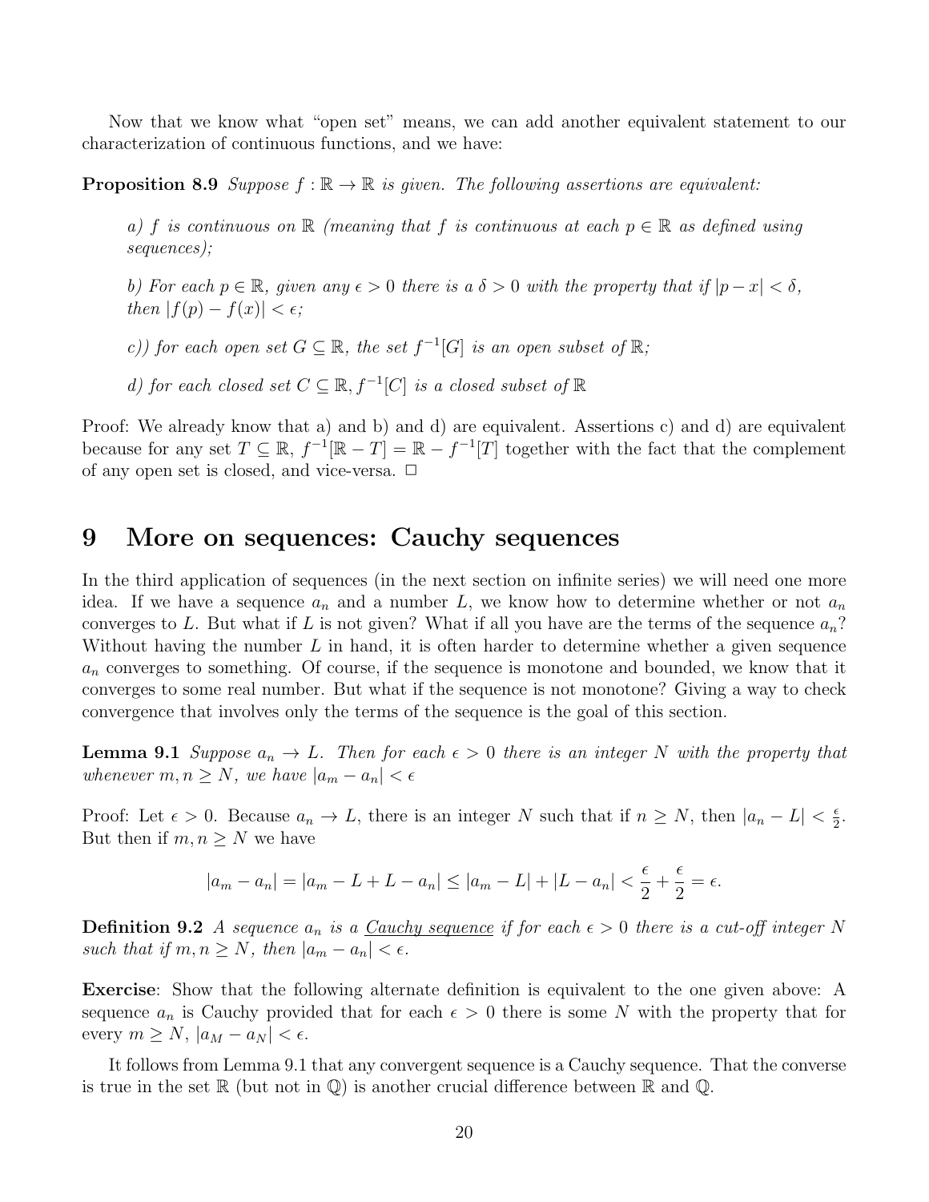Now that we know what "open set" means, we can add another equivalent statement to our characterization of continuous functions, and we have:

**Proposition 8.9** *Suppose $f : \mathbb{R} \to \mathbb{R}$ is given. The following assertions are equivalent:*

> *a) $f$ is continuous on $\mathbb{R}$ (meaning that $f$ is continuous at each $p \in \mathbb{R}$ as defined using sequences);*
>
> *b) For each $p \in \mathbb{R}$, given any $\epsilon > 0$ there is a $\delta > 0$ with the property that if $|p - x| < \delta$, then $|f(p) - f(x)| < \epsilon$;*
>
> *c)) for each open set $G \subseteq \mathbb{R}$, the set $f^{-1}[G]$ is an open subset of $\mathbb{R}$;*
>
> *d) for each closed set $C \subseteq \mathbb{R}, f^{-1}[C]$ is a closed subset of $\mathbb{R}$*

Proof: We already know that a) and b) and d) are equivalent. Assertions c) and d) are equivalent because for any set $T \subseteq \mathbb{R}$, $f^{-1}[\mathbb{R} - T] = \mathbb{R} - f^{-1}[T]$ together with the fact that the complement of any open set is closed, and vice-versa. □

# 9 More on sequences: Cauchy sequences

In the third application of sequences (in the next section on infinite series) we will need one more idea. If we have a sequence $a_n$ and a number $L$, we know how to determine whether or not $a_n$ converges to $L$. But what if $L$ is not given? What if all you have are the terms of the sequence $a_n$? Without having the number $L$ in hand, it is often harder to determine whether a given sequence $a_n$ converges to something. Of course, if the sequence is monotone and bounded, we know that it converges to some real number. But what if the sequence is not monotone? Giving a way to check convergence that involves only the terms of the sequence is the goal of this section.

**Lemma 9.1** *Suppose $a_n \to L$. Then for each $\epsilon > 0$ there is an integer $N$ with the property that whenever $m, n \geq N$, we have $|a_m - a_n| < \epsilon$*

Proof: Let $\epsilon > 0$. Because $a_n \to L$, there is an integer $N$ such that if $n \geq N$, then $|a_n - L| < \frac{\epsilon}{2}$. But then if $m, n \geq N$ we have

$$|a_m - a_n| = |a_m - L + L - a_n| \leq |a_m - L| + |L - a_n| < \frac{\epsilon}{2} + \frac{\epsilon}{2} = \epsilon.$$

**Definition 9.2** *A sequence $a_n$ is a <u>Cauchy sequence</u> if for each $\epsilon > 0$ there is a cut-off integer $N$ such that if $m, n \geq N$, then $|a_m - a_n| < \epsilon$.*

**Exercise**: Show that the following alternate definition is equivalent to the one given above: A sequence $a_n$ is Cauchy provided that for each $\epsilon > 0$ there is some $N$ with the property that for every $m \geq N$, $|a_M - a_N| < \epsilon$.

It follows from Lemma 9.1 that any convergent sequence is a Cauchy sequence. That the converse is true in the set $\mathbb{R}$ (but not in $\mathbb{Q}$) is another crucial difference between $\mathbb{R}$ and $\mathbb{Q}$.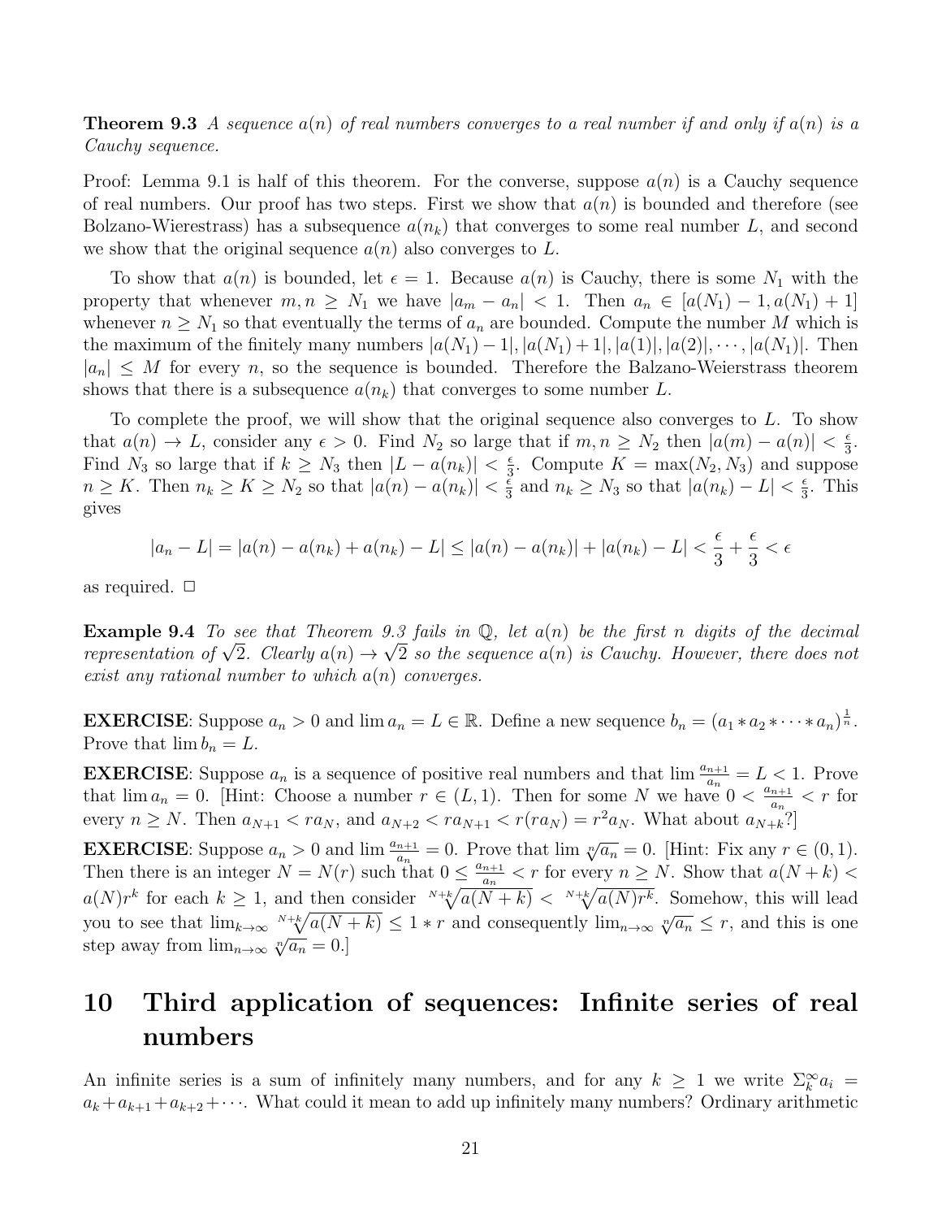**Theorem 9.3** *A sequence $a(n)$ of real numbers converges to a real number if and only if $a(n)$ is a Cauchy sequence.*

Proof: Lemma 9.1 is half of this theorem. For the converse, suppose $a(n)$ is a Cauchy sequence of real numbers. Our proof has two steps. First we show that $a(n)$ is bounded and therefore (see Bolzano-Wierestrass) has a subsequence $a(n_k)$ that converges to some real number $L$, and second we show that the original sequence $a(n)$ also converges to $L$.

To show that $a(n)$ is bounded, let $\epsilon = 1$. Because $a(n)$ is Cauchy, there is some $N_1$ with the property that whenever $m, n \geq N_1$ we have $|a_m - a_n| < 1$. Then $a_n \in [a(N_1) - 1, a(N_1) + 1]$ whenever $n \geq N_1$ so that eventually the terms of $a_n$ are bounded. Compute the number $M$ which is the maximum of the finitely many numbers $|a(N_1) - 1|, |a(N_1) + 1|, |a(1)|, |a(2)|, \cdots, |a(N_1)|$. Then $|a_n| \leq M$ for every $n$, so the sequence is bounded. Therefore the Balzano-Weierstrass theorem shows that there is a subsequence $a(n_k)$ that converges to some number $L$.

To complete the proof, we will show that the original sequence also converges to $L$. To show that $a(n) \to L$, consider any $\epsilon > 0$. Find $N_2$ so large that if $m, n \geq N_2$ then $|a(m) - a(n)| < \frac{\epsilon}{3}$. Find $N_3$ so large that if $k \geq N_3$ then $|L - a(n_k)| < \frac{\epsilon}{3}$. Compute $K = \max(N_2, N_3)$ and suppose $n \geq K$. Then $n_k \geq K \geq N_2$ so that $|a(n) - a(n_k)| < \frac{\epsilon}{3}$ and $n_k \geq N_3$ so that $|a(n_k) - L| < \frac{\epsilon}{3}$. This gives

$$|a_n - L| = |a(n) - a(n_k) + a(n_k) - L| \leq |a(n) - a(n_k)| + |a(n_k) - L| < \frac{\epsilon}{3} + \frac{\epsilon}{3} < \epsilon$$

as required. $\square$

**Example 9.4** *To see that Theorem 9.3 fails in $\mathbb{Q}$, let $a(n)$ be the first $n$ digits of the decimal representation of $\sqrt{2}$. Clearly $a(n) \to \sqrt{2}$ so the sequence $a(n)$ is Cauchy. However, there does not exist any rational number to which $a(n)$ converges.*

**EXERCISE**: Suppose $a_n > 0$ and $\lim a_n = L \in \mathbb{R}$. Define a new sequence $b_n = (a_1 * a_2 * \cdots * a_n)^{\frac{1}{n}}$. Prove that $\lim b_n = L$.

**EXERCISE**: Suppose $a_n$ is a sequence of positive real numbers and that $\lim \frac{a_{n+1}}{a_n} = L < 1$. Prove that $\lim a_n = 0$. [Hint: Choose a number $r \in (L, 1)$. Then for some $N$ we have $0 < \frac{a_{n+1}}{a_n} < r$ for every $n \geq N$. Then $a_{N+1} < r a_N$, and $a_{N+2} < r a_{N+1} < r(r a_N) = r^2 a_N$. What about $a_{N+k}$?]

**EXERCISE**: Suppose $a_n > 0$ and $\lim \frac{a_{n+1}}{a_n} = 0$. Prove that $\lim \sqrt[n]{a_n} = 0$. [Hint: Fix any $r \in (0, 1)$. Then there is an integer $N = N(r)$ such that $0 \leq \frac{a_{n+1}}{a_n} < r$ for every $n \geq N$. Show that $a(N + k) < a(N) r^k$ for each $k \geq 1$, and then consider $\sqrt[N+k]{a(N+k)} < \sqrt[N+k]{a(N) r^k}$. Somehow, this will lead you to see that $\lim_{k\to\infty} \sqrt[N+k]{a(N+k)} \leq 1 * r$ and consequently $\lim_{n\to\infty} \sqrt[n]{a_n} \leq r$, and this is one step away from $\lim_{n\to\infty} \sqrt[n]{a_n} = 0$.]

# 10 Third application of sequences: Infinite series of real numbers

An infinite series is a sum of infinitely many numbers, and for any $k \geq 1$ we write $\Sigma_k^\infty a_i = a_k + a_{k+1} + a_{k+2} + \cdots$. What could it mean to add up infinitely many numbers? Ordinary arithmetic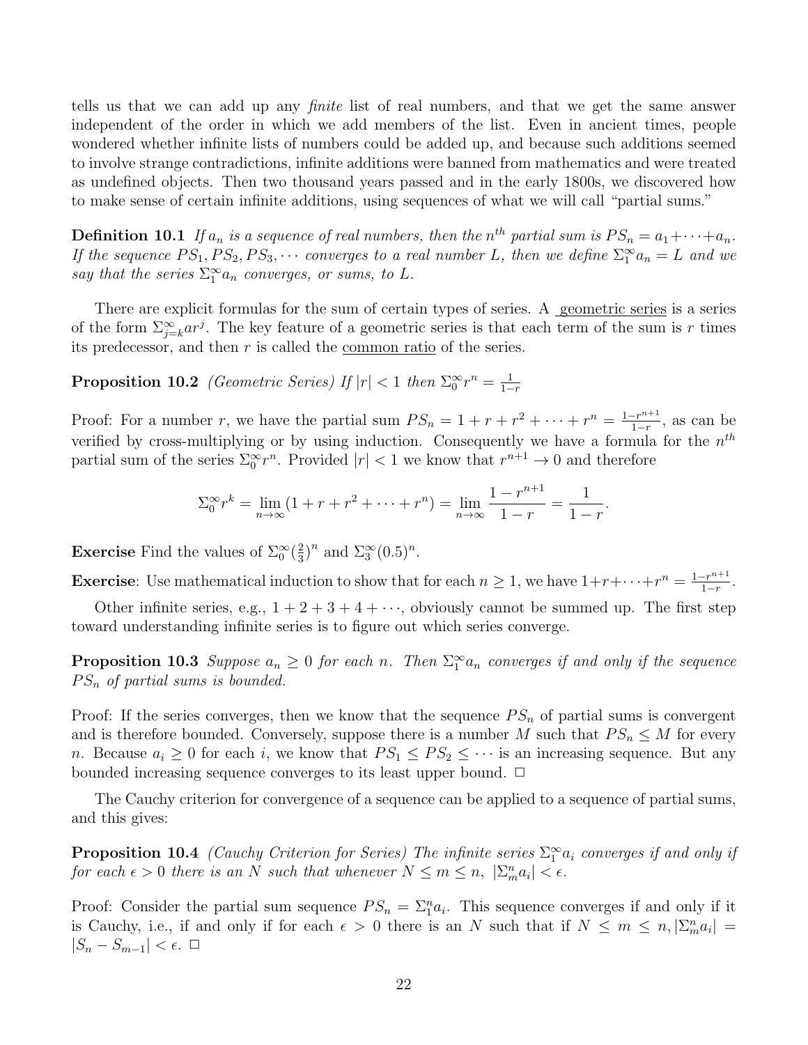tells us that we can add up any *finite* list of real numbers, and that we get the same answer independent of the order in which we add members of the list. Even in ancient times, people wondered whether infinite lists of numbers could be added up, and because such additions seemed to involve strange contradictions, infinite additions were banned from mathematics and were treated as undefined objects. Then two thousand years passed and in the early 1800s, we discovered how to make sense of certain infinite additions, using sequences of what we will call "partial sums."

**Definition 10.1** *If $a_n$ is a sequence of real numbers, then the $n^{th}$ partial sum is $PS_n = a_1+\cdots+a_n$. If the sequence $PS_1, PS_2, PS_3, \cdots$ converges to a real number $L$, then we define $\Sigma_1^\infty a_n = L$ and we say that the series $\Sigma_1^\infty a_n$ converges, or sums, to $L$.*

There are explicit formulas for the sum of certain types of series. A geometric series is a series of the form $\Sigma_{j=k}^\infty ar^j$. The key feature of a geometric series is that each term of the sum is $r$ times its predecessor, and then $r$ is called the common ratio of the series.

**Proposition 10.2** *(Geometric Series) If $|r| < 1$ then $\Sigma_0^\infty r^n = \frac{1}{1-r}$*

Proof: For a number $r$, we have the partial sum $PS_n = 1 + r + r^2 + \cdots + r^n = \frac{1-r^{n+1}}{1-r}$, as can be verified by cross-multiplying or by using induction. Consequently we have a formula for the $n^{th}$ partial sum of the series $\Sigma_0^\infty r^n$. Provided $|r| < 1$ we know that $r^{n+1} \to 0$ and therefore

$$\Sigma_0^\infty r^k = \lim_{n\to\infty}(1 + r + r^2 + \cdots + r^n) = \lim_{n\to\infty} \frac{1-r^{n+1}}{1-r} = \frac{1}{1-r}.$$

**Exercise** Find the values of $\Sigma_0^\infty (\frac{2}{3})^n$ and $\Sigma_3^\infty (0.5)^n$.

**Exercise**: Use mathematical induction to show that for each $n \geq 1$, we have $1+r+\cdots+r^n = \frac{1-r^{n+1}}{1-r}$.

Other infinite series, e.g., $1 + 2 + 3 + 4 + \cdots$, obviously cannot be summed up. The first step toward understanding infinite series is to figure out which series converge.

**Proposition 10.3** *Suppose $a_n \geq 0$ for each $n$. Then $\Sigma_1^\infty a_n$ converges if and only if the sequence $PS_n$ of partial sums is bounded.*

Proof: If the series converges, then we know that the sequence $PS_n$ of partial sums is convergent and is therefore bounded. Conversely, suppose there is a number $M$ such that $PS_n \leq M$ for every $n$. Because $a_i \geq 0$ for each $i$, we know that $PS_1 \leq PS_2 \leq \cdots$ is an increasing sequence. But any bounded increasing sequence converges to its least upper bound. □

The Cauchy criterion for convergence of a sequence can be applied to a sequence of partial sums, and this gives:

**Proposition 10.4** *(Cauchy Criterion for Series) The infinite series $\Sigma_1^\infty a_i$ converges if and only if for each $\epsilon > 0$ there is an $N$ such that whenever $N \leq m \leq n$, $|\Sigma_m^n a_i| < \epsilon$.*

Proof: Consider the partial sum sequence $PS_n = \Sigma_1^n a_i$. This sequence converges if and only if it is Cauchy, i.e., if and only if for each $\epsilon > 0$ there is an $N$ such that if $N \leq m \leq n, |\Sigma_m^n a_i| = |S_n - S_{m-1}| < \epsilon$. □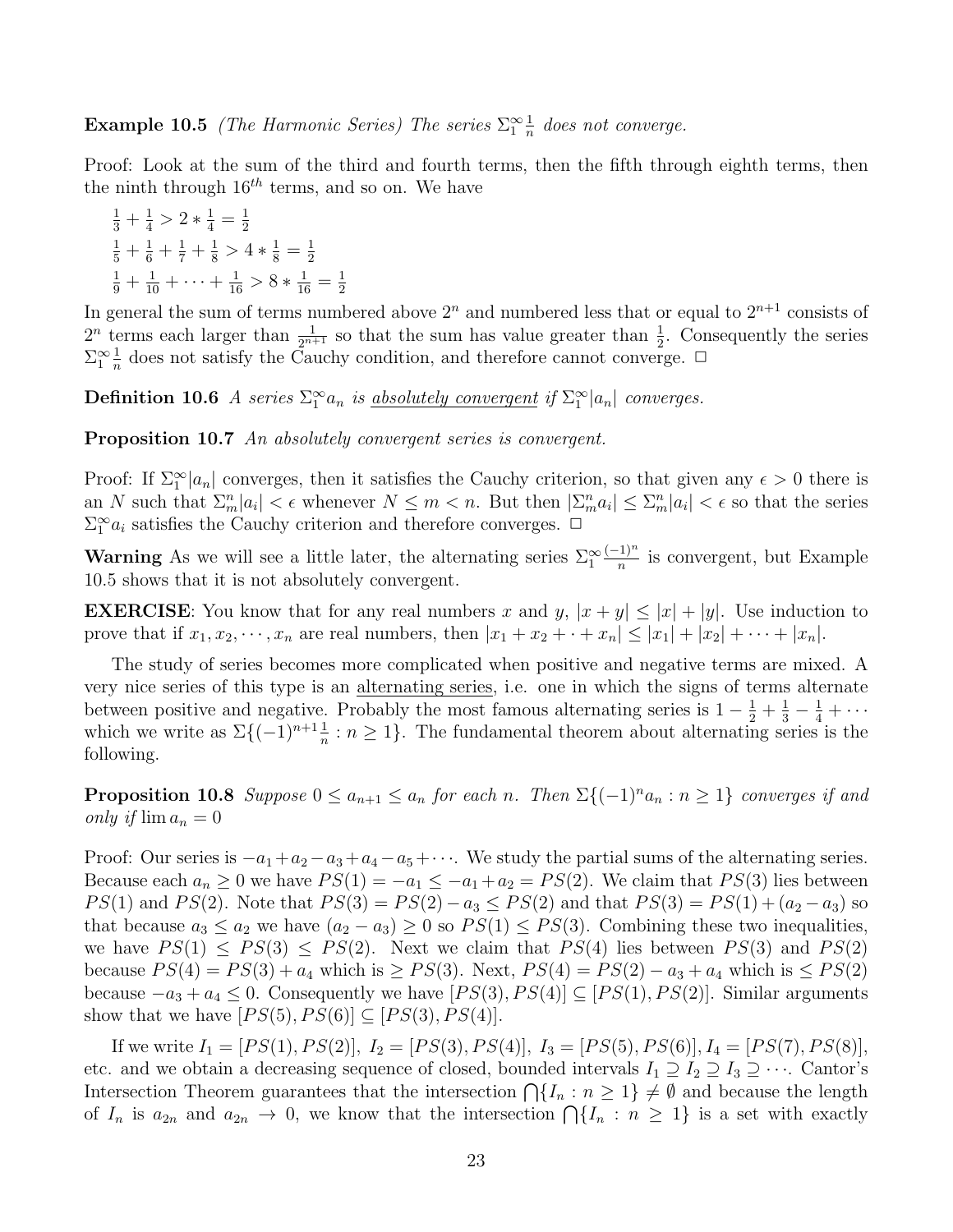**Example 10.5** *(The Harmonic Series) The series $\Sigma_1^\infty \frac{1}{n}$ does not converge.*

Proof: Look at the sum of the third and fourth terms, then the fifth through eighth terms, then the ninth through $16^{th}$ terms, and so on. We have

$\frac{1}{3} + \frac{1}{4} > 2 * \frac{1}{4} = \frac{1}{2}$

$\frac{1}{5} + \frac{1}{6} + \frac{1}{7} + \frac{1}{8} > 4 * \frac{1}{8} = \frac{1}{2}$

$\frac{1}{9} + \frac{1}{10} + \cdots + \frac{1}{16} > 8 * \frac{1}{16} = \frac{1}{2}$

In general the sum of terms numbered above $2^n$ and numbered less that or equal to $2^{n+1}$ consists of $2^n$ terms each larger than $\frac{1}{2^{n+1}}$ so that the sum has value greater than $\frac{1}{2}$. Consequently the series $\Sigma_1^\infty \frac{1}{n}$ does not satisfy the Cauchy condition, and therefore cannot converge. □

**Definition 10.6** *A series $\Sigma_1^\infty a_n$ is* <u>absolutely convergent</u> *if $\Sigma_1^\infty |a_n|$ converges.*

**Proposition 10.7** *An absolutely convergent series is convergent.*

Proof: If $\Sigma_1^\infty |a_n|$ converges, then it satisfies the Cauchy criterion, so that given any $\epsilon > 0$ there is an $N$ such that $\Sigma_m^n |a_i| < \epsilon$ whenever $N \le m < n$. But then $|\Sigma_m^n a_i| \le \Sigma_m^n |a_i| < \epsilon$ so that the series $\Sigma_1^\infty a_i$ satisfies the Cauchy criterion and therefore converges. □

**Warning** As we will see a little later, the alternating series $\Sigma_1^\infty \frac{(-1)^n}{n}$ is convergent, but Example 10.5 shows that it is not absolutely convergent.

**EXERCISE**: You know that for any real numbers $x$ and $y$, $|x + y| \le |x| + |y|$. Use induction to prove that if $x_1, x_2, \cdots, x_n$ are real numbers, then $|x_1 + x_2 + \cdot + x_n| \le |x_1| + |x_2| + \cdots + |x_n|$.

The study of series becomes more complicated when positive and negative terms are mixed. A very nice series of this type is an <u>alternating series</u>, i.e. one in which the signs of terms alternate between positive and negative. Probably the most famous alternating series is $1 - \frac{1}{2} + \frac{1}{3} - \frac{1}{4} + \cdots$ which we write as $\Sigma\{(-1)^{n+1}\frac{1}{n} : n \ge 1\}$. The fundamental theorem about alternating series is the following.

**Proposition 10.8** *Suppose $0 \le a_{n+1} \le a_n$ for each $n$. Then $\Sigma\{(-1)^n a_n : n \ge 1\}$ converges if and only if $\lim a_n = 0$*

Proof: Our series is $-a_1 + a_2 - a_3 + a_4 - a_5 + \cdots$. We study the partial sums of the alternating series. Because each $a_n \ge 0$ we have $PS(1) = -a_1 \le -a_1 + a_2 = PS(2)$. We claim that $PS(3)$ lies between $PS(1)$ and $PS(2)$. Note that $PS(3) = PS(2) - a_3 \le PS(2)$ and that $PS(3) = PS(1) + (a_2 - a_3)$ so that because $a_3 \le a_2$ we have $(a_2 - a_3) \ge 0$ so $PS(1) \le PS(3)$. Combining these two inequalities, we have $PS(1) \le PS(3) \le PS(2)$. Next we claim that $PS(4)$ lies between $PS(3)$ and $PS(2)$ because $PS(4) = PS(3) + a_4$ which is $\ge PS(3)$. Next, $PS(4) = PS(2) - a_3 + a_4$ which is $\le PS(2)$ because $-a_3 + a_4 \le 0$. Consequently we have $[PS(3), PS(4)] \subseteq [PS(1), PS(2)]$. Similar arguments show that we have $[PS(5), PS(6)] \subseteq [PS(3), PS(4)]$.

If we write $I_1 = [PS(1), PS(2)]$, $I_2 = [PS(3), PS(4)]$, $I_3 = [PS(5), PS(6)]$, $I_4 = [PS(7), PS(8)]$, etc. and we obtain a decreasing sequence of closed, bounded intervals $I_1 \supseteq I_2 \supseteq I_3 \supseteq \cdots$. Cantor's Intersection Theorem guarantees that the intersection $\bigcap\{I_n : n \ge 1\} \ne \emptyset$ and because the length of $I_n$ is $a_{2n}$ and $a_{2n} \to 0$, we know that the intersection $\bigcap\{I_n : n \ge 1\}$ is a set with exactly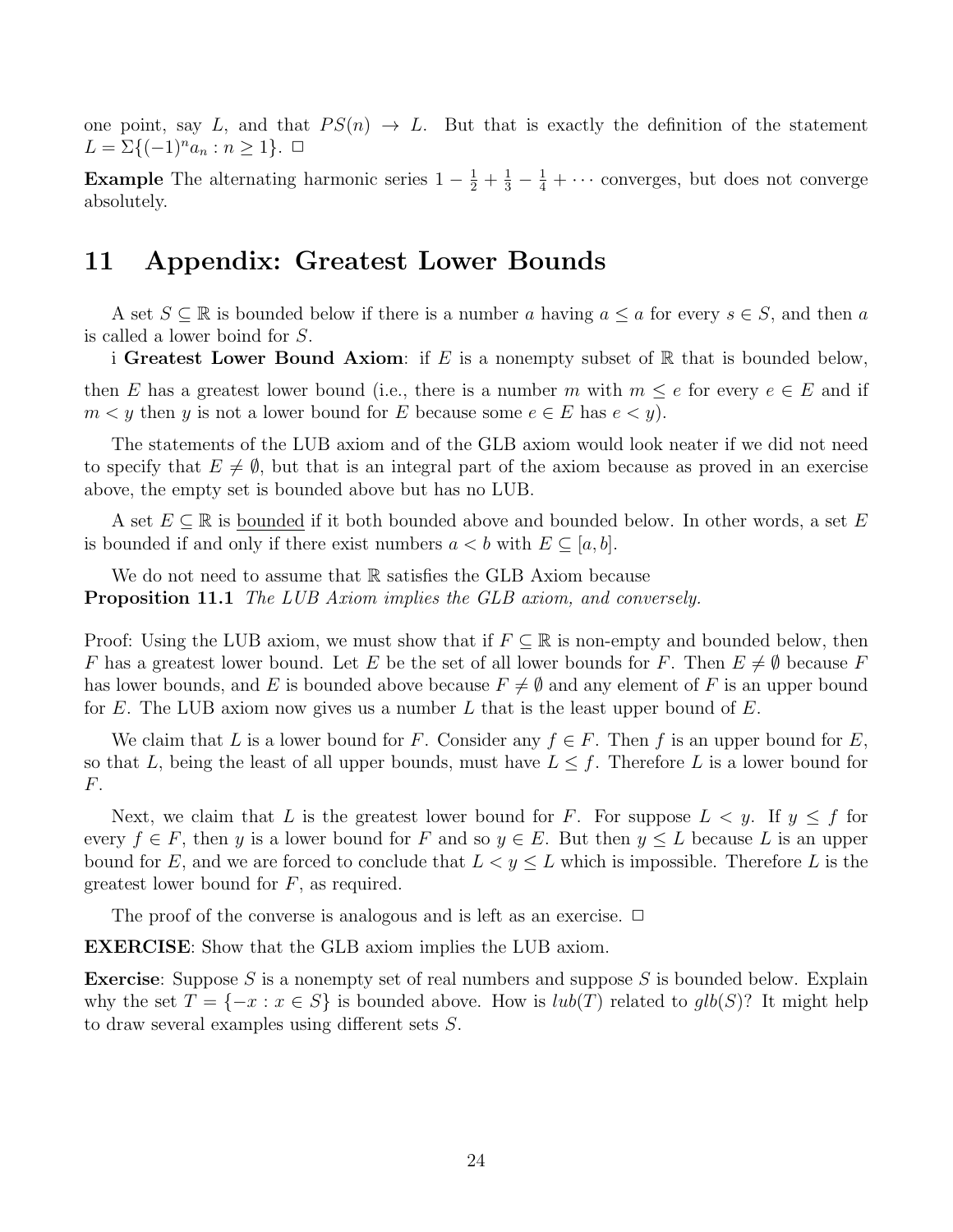one point, say $L$, and that $PS(n) \to L$. But that is exactly the definition of the statement $L = \Sigma\{(-1)^n a_n : n \geq 1\}$. $\Box$

**Example** The alternating harmonic series $1 - \frac{1}{2} + \frac{1}{3} - \frac{1}{4} + \cdots$ converges, but does not converge absolutely.

# 11 Appendix: Greatest Lower Bounds

A set $S \subseteq \mathbb{R}$ is bounded below if there is a number $a$ having $a \leq a$ for every $s \in S$, and then $a$ is called a lower boind for $S$.

i **Greatest Lower Bound Axiom**: if $E$ is a nonempty subset of $\mathbb{R}$ that is bounded below, then $E$ has a greatest lower bound (i.e., there is a number $m$ with $m \leq e$ for every $e \in E$ and if $m < y$ then $y$ is not a lower bound for $E$ because some $e \in E$ has $e < y$).

The statements of the LUB axiom and of the GLB axiom would look neater if we did not need to specify that $E \neq \emptyset$, but that is an integral part of the axiom because as proved in an exercise above, the empty set is bounded above but has no LUB.

A set $E \subseteq \mathbb{R}$ is <u>bounded</u> if it both bounded above and bounded below. In other words, a set $E$ is bounded if and only if there exist numbers $a < b$ with $E \subseteq [a, b]$.

We do not need to assume that $\mathbb{R}$ satisfies the GLB Axiom because

**Proposition 11.1** *The LUB Axiom implies the GLB axiom, and conversely.*

Proof: Using the LUB axiom, we must show that if $F \subseteq \mathbb{R}$ is non-empty and bounded below, then $F$ has a greatest lower bound. Let $E$ be the set of all lower bounds for $F$. Then $E \neq \emptyset$ because $F$ has lower bounds, and $E$ is bounded above because $F \neq \emptyset$ and any element of $F$ is an upper bound for $E$. The LUB axiom now gives us a number $L$ that is the least upper bound of $E$.

We claim that $L$ is a lower bound for $F$. Consider any $f \in F$. Then $f$ is an upper bound for $E$, so that $L$, being the least of all upper bounds, must have $L \leq f$. Therefore $L$ is a lower bound for $F$.

Next, we claim that $L$ is the greatest lower bound for $F$. For suppose $L < y$. If $y \leq f$ for every $f \in F$, then $y$ is a lower bound for $F$ and so $y \in E$. But then $y \leq L$ because $L$ is an upper bound for $E$, and we are forced to conclude that $L < y \leq L$ which is impossible. Therefore $L$ is the greatest lower bound for $F$, as required.

The proof of the converse is analogous and is left as an exercise. $\Box$

**EXERCISE**: Show that the GLB axiom implies the LUB axiom.

**Exercise**: Suppose $S$ is a nonempty set of real numbers and suppose $S$ is bounded below. Explain why the set $T = \{-x : x \in S\}$ is bounded above. How is $lub(T)$ related to $glb(S)$? It might help to draw several examples using different sets $S$.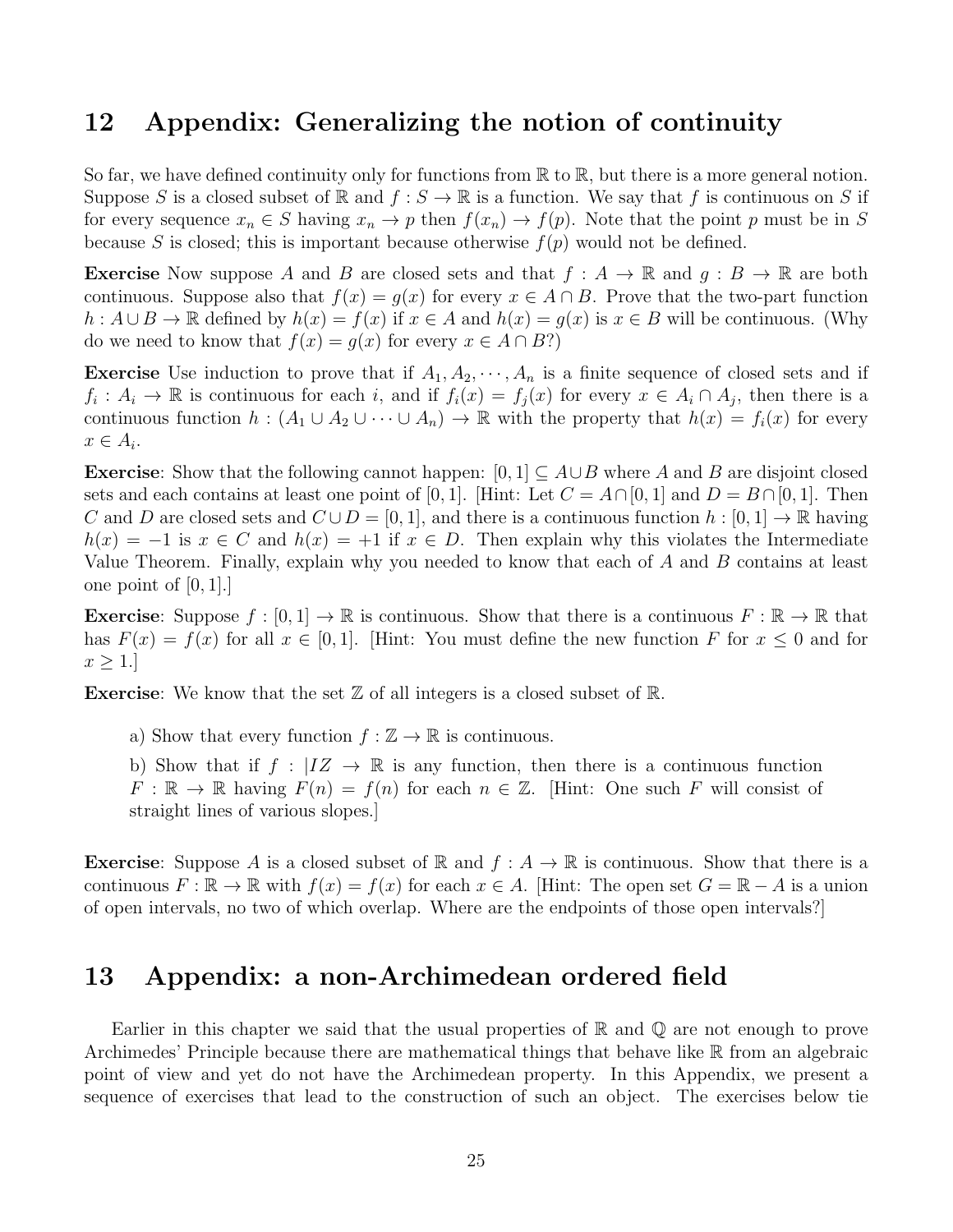## 12 Appendix: Generalizing the notion of continuity

So far, we have defined continuity only for functions from $\mathbb{R}$ to $\mathbb{R}$, but there is a more general notion. Suppose $S$ is a closed subset of $\mathbb{R}$ and $f : S \to \mathbb{R}$ is a function. We say that $f$ is continuous on $S$ if for every sequence $x_n \in S$ having $x_n \to p$ then $f(x_n) \to f(p)$. Note that the point $p$ must be in $S$ because $S$ is closed; this is important because otherwise $f(p)$ would not be defined.

**Exercise** Now suppose $A$ and $B$ are closed sets and that $f : A \to \mathbb{R}$ and $g : B \to \mathbb{R}$ are both continuous. Suppose also that $f(x) = g(x)$ for every $x \in A \cap B$. Prove that the two-part function $h : A \cup B \to \mathbb{R}$ defined by $h(x) = f(x)$ if $x \in A$ and $h(x) = g(x)$ is $x \in B$ will be continuous. (Why do we need to know that $f(x) = g(x)$ for every $x \in A \cap B$?)

**Exercise** Use induction to prove that if $A_1, A_2, \cdots, A_n$ is a finite sequence of closed sets and if $f_i : A_i \to \mathbb{R}$ is continuous for each $i$, and if $f_i(x) = f_j(x)$ for every $x \in A_i \cap A_j$, then there is a continuous function $h : (A_1 \cup A_2 \cup \cdots \cup A_n) \to \mathbb{R}$ with the property that $h(x) = f_i(x)$ for every $x \in A_i$.

**Exercise**: Show that the following cannot happen: $[0, 1] \subseteq A \cup B$ where $A$ and $B$ are disjoint closed sets and each contains at least one point of $[0, 1]$. [Hint: Let $C = A \cap [0, 1]$ and $D = B \cap [0, 1]$. Then $C$ and $D$ are closed sets and $C \cup D = [0, 1]$, and there is a continuous function $h : [0, 1] \to \mathbb{R}$ having $h(x) = -1$ is $x \in C$ and $h(x) = +1$ if $x \in D$. Then explain why this violates the Intermediate Value Theorem. Finally, explain why you needed to know that each of $A$ and $B$ contains at least one point of $[0, 1]$.]

**Exercise**: Suppose $f : [0, 1] \to \mathbb{R}$ is continuous. Show that there is a continuous $F : \mathbb{R} \to \mathbb{R}$ that has $F(x) = f(x)$ for all $x \in [0, 1]$. [Hint: You must define the new function $F$ for $x \leq 0$ and for $x \geq 1$.]

**Exercise**: We know that the set $\mathbb{Z}$ of all integers is a closed subset of $\mathbb{R}$.

a) Show that every function $f : \mathbb{Z} \to \mathbb{R}$ is continuous.

b) Show that if $f : |IZ \to \mathbb{R}$ is any function, then there is a continuous function $F : \mathbb{R} \to \mathbb{R}$ having $F(n) = f(n)$ for each $n \in \mathbb{Z}$. [Hint: One such $F$ will consist of straight lines of various slopes.]

**Exercise**: Suppose $A$ is a closed subset of $\mathbb{R}$ and $f : A \to \mathbb{R}$ is continuous. Show that there is a continuous $F : \mathbb{R} \to \mathbb{R}$ with $f(x) = f(x)$ for each $x \in A$. [Hint: The open set $G = \mathbb{R} - A$ is a union of open intervals, no two of which overlap. Where are the endpoints of those open intervals?]

## 13 Appendix: a non-Archimedean ordered field

Earlier in this chapter we said that the usual properties of $\mathbb{R}$ and $\mathbb{Q}$ are not enough to prove Archimedes' Principle because there are mathematical things that behave like $\mathbb{R}$ from an algebraic point of view and yet do not have the Archimedean property. In this Appendix, we present a sequence of exercises that lead to the construction of such an object. The exercises below tie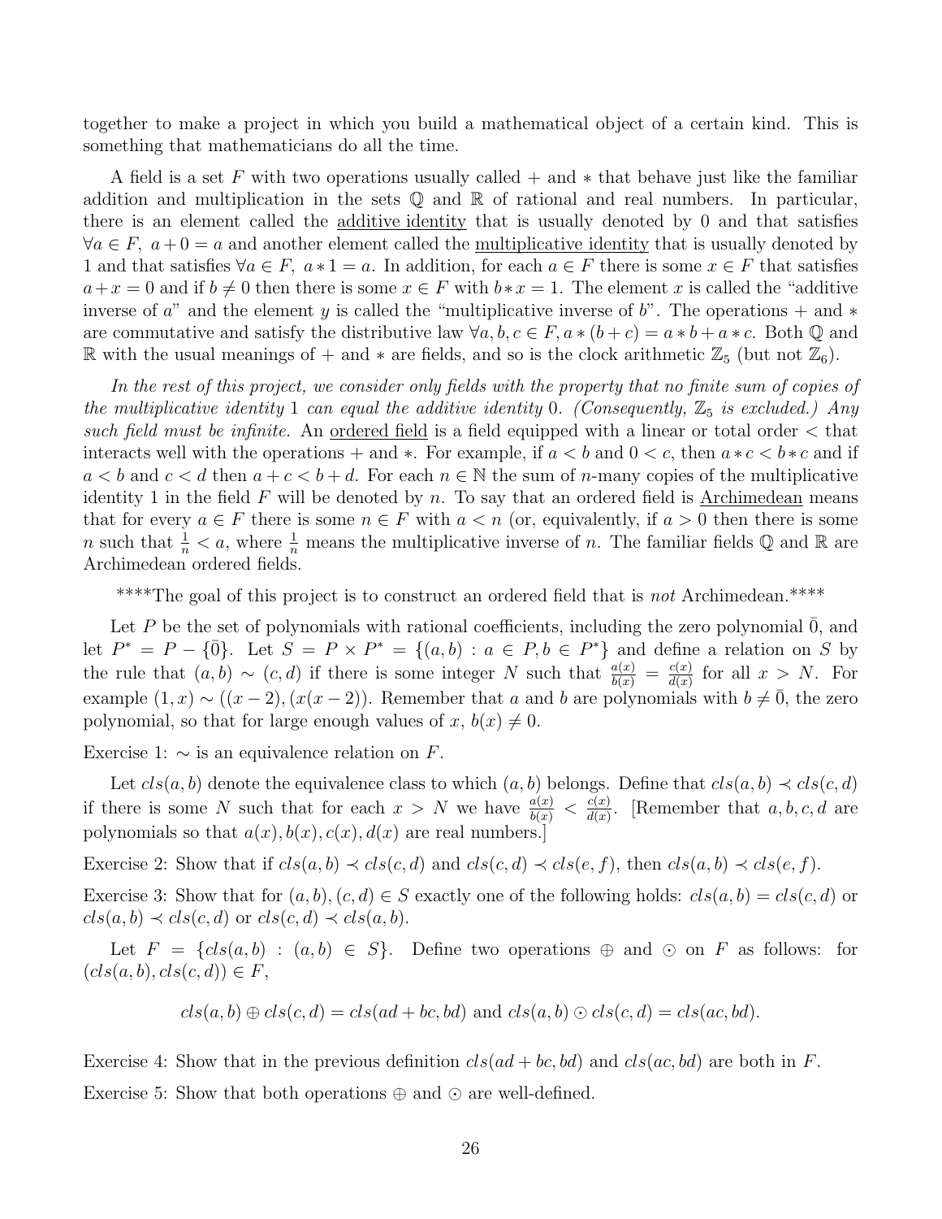together to make a project in which you build a mathematical object of a certain kind. This is something that mathematicians do all the time.

A field is a set $F$ with two operations usually called $+$ and $*$ that behave just like the familiar addition and multiplication in the sets $\mathbb{Q}$ and $\mathbb{R}$ of rational and real numbers. In particular, there is an element called the <u>additive identity</u> that is usually denoted by 0 and that satisfies $\forall a \in F,\ a + 0 = a$ and another element called the <u>multiplicative identity</u> that is usually denoted by 1 and that satisfies $\forall a \in F,\ a * 1 = a$. In addition, for each $a \in F$ there is some $x \in F$ that satisfies $a + x = 0$ and if $b \neq 0$ then there is some $x \in F$ with $b * x = 1$. The element $x$ is called the "additive inverse of $a$" and the element $y$ is called the "multiplicative inverse of $b$". The operations $+$ and $*$ are commutative and satisfy the distributive law $\forall a, b, c \in F, a * (b + c) = a * b + a * c$. Both $\mathbb{Q}$ and $\mathbb{R}$ with the usual meanings of $+$ and $*$ are fields, and so is the clock arithmetic $\mathbb{Z}_5$ (but not $\mathbb{Z}_6$).

*In the rest of this project, we consider only fields with the property that no finite sum of copies of the multiplicative identity* 1 *can equal the additive identity* 0. *(Consequently,* $\mathbb{Z}_5$ *is excluded.) Any such field must be infinite.* An <u>ordered field</u> is a field equipped with a linear or total order $<$ that interacts well with the operations $+$ and $*$. For example, if $a < b$ and $0 < c$, then $a * c < b * c$ and if $a < b$ and $c < d$ then $a + c < b + d$. For each $n \in \mathbb{N}$ the sum of $n$-many copies of the multiplicative identity 1 in the field $F$ will be denoted by $n$. To say that an ordered field is <u>Archimedean</u> means that for every $a \in F$ there is some $n \in F$ with $a < n$ (or, equivalently, if $a > 0$ then there is some $n$ such that $\frac{1}{n} < a$, where $\frac{1}{n}$ means the multiplicative inverse of $n$. The familiar fields $\mathbb{Q}$ and $\mathbb{R}$ are Archimedean ordered fields.

****The goal of this project is to construct an ordered field that is *not* Archimedean.****

Let $P$ be the set of polynomials with rational coefficients, including the zero polynomial $\bar{0}$, and let $P^* = P - \{\bar{0}\}$. Let $S = P \times P^* = \{(a, b) : a \in P, b \in P^*\}$ and define a relation on $S$ by the rule that $(a, b) \sim (c, d)$ if there is some integer $N$ such that $\frac{a(x)}{b(x)} = \frac{c(x)}{d(x)}$ for all $x > N$. For example $(1, x) \sim ((x - 2), (x(x - 2))$. Remember that $a$ and $b$ are polynomials with $b \neq \bar{0}$, the zero polynomial, so that for large enough values of $x$, $b(x) \neq 0$.

Exercise 1: $\sim$ is an equivalence relation on $F$.

Let $cls(a, b)$ denote the equivalence class to which $(a, b)$ belongs. Define that $cls(a, b) \prec cls(c, d)$ if there is some $N$ such that for each $x > N$ we have $\frac{a(x)}{b(x)} < \frac{c(x)}{d(x)}$. [Remember that $a, b, c, d$ are polynomials so that $a(x), b(x), c(x), d(x)$ are real numbers.]

Exercise 2: Show that if $cls(a, b) \prec cls(c, d)$ and $cls(c, d) \prec cls(e, f)$, then $cls(a, b) \prec cls(e, f)$.

Exercise 3: Show that for $(a, b), (c, d) \in S$ exactly one of the following holds: $cls(a, b) = cls(c, d)$ or $cls(a, b) \prec cls(c, d)$ or $cls(c, d) \prec cls(a, b)$.

Let $F = \{cls(a, b) : (a, b) \in S\}$. Define two operations $\oplus$ and $\odot$ on $F$ as follows: for $(cls(a, b), cls(c, d)) \in F$,

$$cls(a, b) \oplus cls(c, d) = cls(ad + bc, bd) \text{ and } cls(a, b) \odot cls(c, d) = cls(ac, bd).$$

Exercise 4: Show that in the previous definition $cls(ad + bc, bd)$ and $cls(ac, bd)$ are both in $F$.

Exercise 5: Show that both operations $\oplus$ and $\odot$ are well-defined.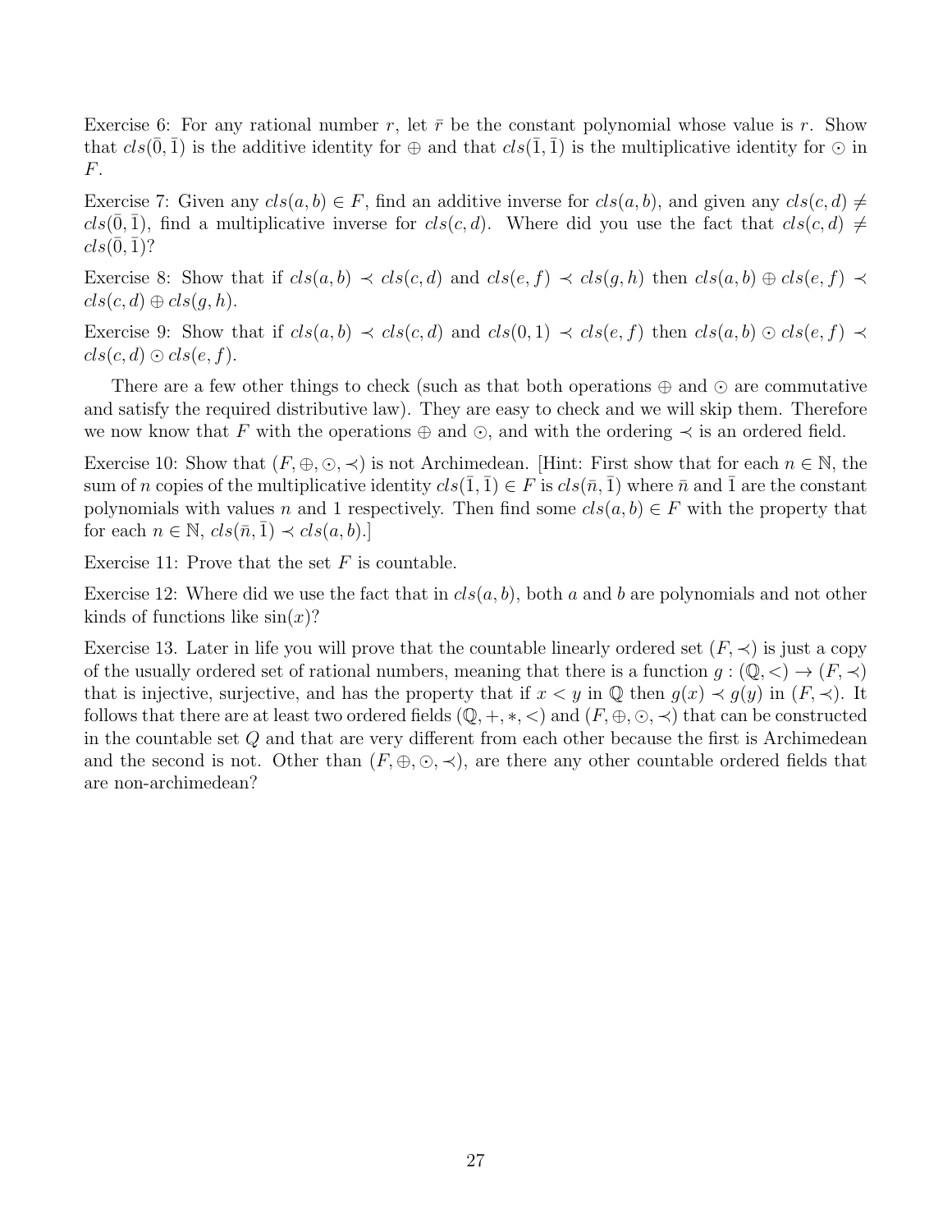Exercise 6: For any rational number $r$, let $\bar{r}$ be the constant polynomial whose value is $r$. Show that $cls(\bar{0}, \bar{1})$ is the additive identity for $\oplus$ and that $cls(\bar{1}, \bar{1})$ is the multiplicative identity for $\odot$ in $F$.

Exercise 7: Given any $cls(a, b) \in F$, find an additive inverse for $cls(a, b)$, and given any $cls(c, d) \neq cls(\bar{0}, \bar{1})$, find a multiplicative inverse for $cls(c, d)$. Where did you use the fact that $cls(c, d) \neq cls(\bar{0}, \bar{1})$?

Exercise 8: Show that if $cls(a, b) \prec cls(c, d)$ and $cls(e, f) \prec cls(g, h)$ then $cls(a, b) \oplus cls(e, f) \prec cls(c, d) \oplus cls(g, h)$.

Exercise 9: Show that if $cls(a, b) \prec cls(c, d)$ and $cls(0, 1) \prec cls(e, f)$ then $cls(a, b) \odot cls(e, f) \prec cls(c, d) \odot cls(e, f)$.

There are a few other things to check (such as that both operations $\oplus$ and $\odot$ are commutative and satisfy the required distributive law). They are easy to check and we will skip them. Therefore we now know that $F$ with the operations $\oplus$ and $\odot$, and with the ordering $\prec$ is an ordered field.

Exercise 10: Show that $(F, \oplus, \odot, \prec)$ is not Archimedean. [Hint: First show that for each $n \in \mathbb{N}$, the sum of $n$ copies of the multiplicative identity $cls(\bar{1}, \bar{1}) \in F$ is $cls(\bar{n}, \bar{1})$ where $\bar{n}$ and $\bar{1}$ are the constant polynomials with values $n$ and 1 respectively. Then find some $cls(a, b) \in F$ with the property that for each $n \in \mathbb{N}$, $cls(\bar{n}, \bar{1}) \prec cls(a, b)$.]

Exercise 11: Prove that the set $F$ is countable.

Exercise 12: Where did we use the fact that in $cls(a, b)$, both $a$ and $b$ are polynomials and not other kinds of functions like $\sin(x)$?

Exercise 13. Later in life you will prove that the countable linearly ordered set $(F, \prec)$ is just a copy of the usually ordered set of rational numbers, meaning that there is a function $g : (\mathbb{Q}, <) \to (F, \prec)$ that is injective, surjective, and has the property that if $x < y$ in $\mathbb{Q}$ then $g(x) \prec g(y)$ in $(F, \prec)$. It follows that there are at least two ordered fields $(\mathbb{Q}, +, *, <)$ and $(F, \oplus, \odot, \prec)$ that can be constructed in the countable set $Q$ and that are very different from each other because the first is Archimedean and the second is not. Other than $(F, \oplus, \odot, \prec)$, are there any other countable ordered fields that are non-archimedean?